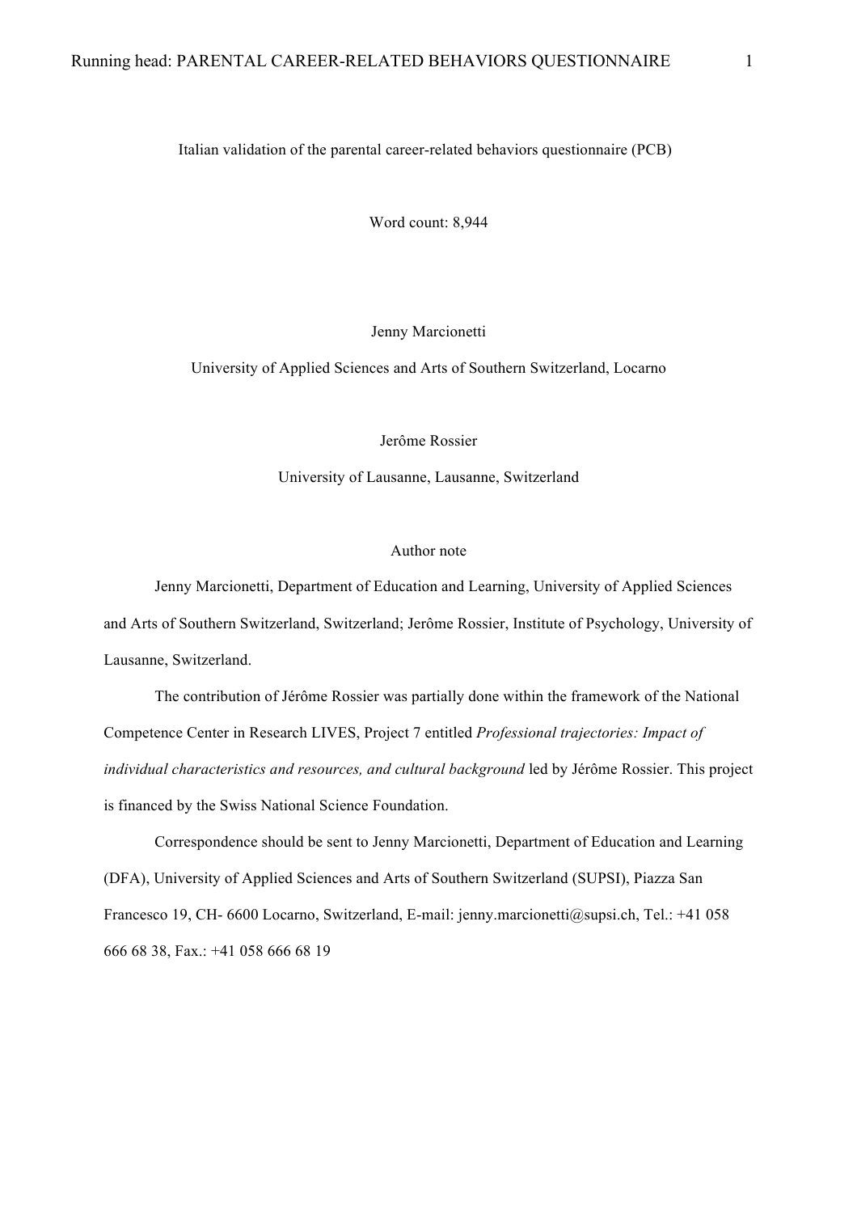# Italian validation of the parental career-related behaviors questionnaire (PCB)

Word count: 8,944

Jenny Marcionetti

University of Applied Sciences and Arts of Southern Switzerland, Locarno

Jerôme Rossier

University of Lausanne, Lausanne, Switzerland

## Author note

Jenny Marcionetti, Department of Education and Learning, University of Applied Sciences and Arts of Southern Switzerland, Switzerland; Jerôme Rossier, Institute of Psychology, University of Lausanne, Switzerland.

The contribution of Jérôme Rossier was partially done within the framework of the National Competence Center in Research LIVES, Project 7 entitled *Professional trajectories: Impact of individual characteristics and resources, and cultural background* led by Jérôme Rossier. This project is financed by the Swiss National Science Foundation.

Correspondence should be sent to Jenny Marcionetti, Department of Education and Learning (DFA), University of Applied Sciences and Arts of Southern Switzerland (SUPSI), Piazza San Francesco 19, CH- 6600 Locarno, Switzerland, E-mail: jenny.marcionetti@supsi.ch, Tel.: +41 058 666 68 38, Fax.: +41 058 666 68 19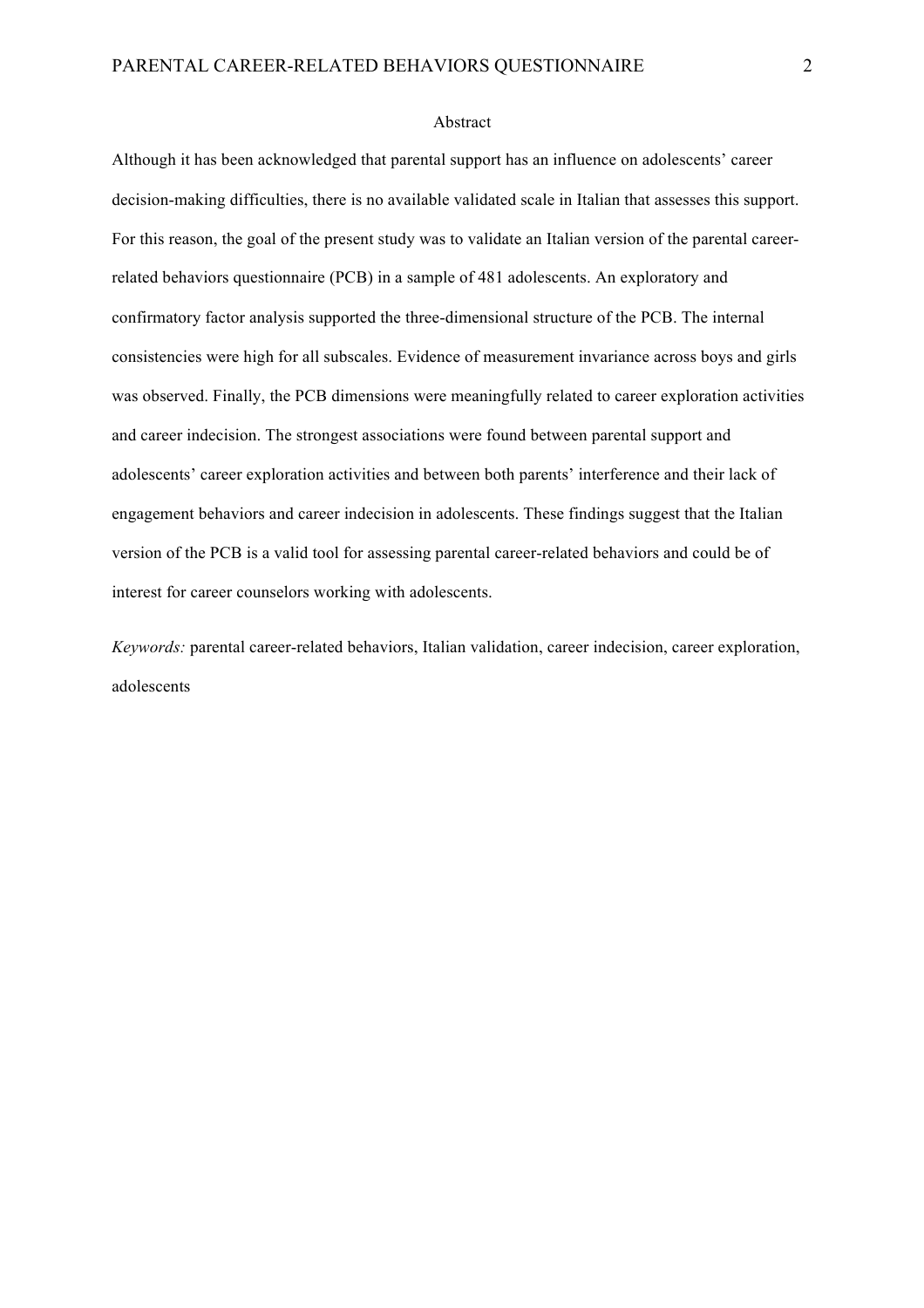## Abstract

Although it has been acknowledged that parental support has an influence on adolescents' career decision-making difficulties, there is no available validated scale in Italian that assesses this support. For this reason, the goal of the present study was to validate an Italian version of the parental career-related behaviors questionnaire (PCB) in a sample of 481 adolescents. An exploratory and confirmatory factor analysis supported the three-dimensional structure of the PCB. The internal consistencies were high for all subscales. Evidence of measurement invariance across boys and girls was observed. Finally, the PCB dimensions were meaningfully related to career exploration activities and career indecision. The strongest associations were found between parental support and adolescents' career exploration activities and between both parents' interference and their lack of engagement behaviors and career indecision in adolescents. These findings suggest that the Italian version of the PCB is a valid tool for assessing parental career-related behaviors and could be of interest for career counselors working with adolescents.

*Keywords:* parental career-related behaviors, Italian validation, career indecision, career exploration, adolescents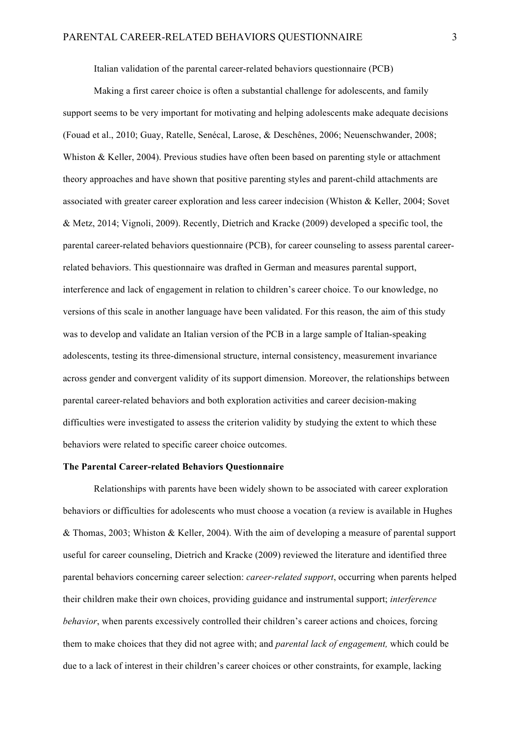Italian validation of the parental career-related behaviors questionnaire (PCB)

Making a first career choice is often a substantial challenge for adolescents, and family support seems to be very important for motivating and helping adolescents make adequate decisions (Fouad et al., 2010; Guay, Ratelle, Senécal, Larose, & Deschênes, 2006; Neuenschwander, 2008; Whiston & Keller, 2004). Previous studies have often been based on parenting style or attachment theory approaches and have shown that positive parenting styles and parent-child attachments are associated with greater career exploration and less career indecision (Whiston & Keller, 2004; Sovet & Metz, 2014; Vignoli, 2009). Recently, Dietrich and Kracke (2009) developed a specific tool, the parental career-related behaviors questionnaire (PCB), for career counseling to assess parental career-related behaviors. This questionnaire was drafted in German and measures parental support, interference and lack of engagement in relation to children's career choice. To our knowledge, no versions of this scale in another language have been validated. For this reason, the aim of this study was to develop and validate an Italian version of the PCB in a large sample of Italian-speaking adolescents, testing its three-dimensional structure, internal consistency, measurement invariance across gender and convergent validity of its support dimension. Moreover, the relationships between parental career-related behaviors and both exploration activities and career decision-making difficulties were investigated to assess the criterion validity by studying the extent to which these behaviors were related to specific career choice outcomes.

**The Parental Career-related Behaviors Questionnaire**

Relationships with parents have been widely shown to be associated with career exploration behaviors or difficulties for adolescents who must choose a vocation (a review is available in Hughes & Thomas, 2003; Whiston & Keller, 2004). With the aim of developing a measure of parental support useful for career counseling, Dietrich and Kracke (2009) reviewed the literature and identified three parental behaviors concerning career selection: *career-related support*, occurring when parents helped their children make their own choices, providing guidance and instrumental support; *interference behavior*, when parents excessively controlled their children's career actions and choices, forcing them to make choices that they did not agree with; and *parental lack of engagement,* which could be due to a lack of interest in their children's career choices or other constraints, for example, lacking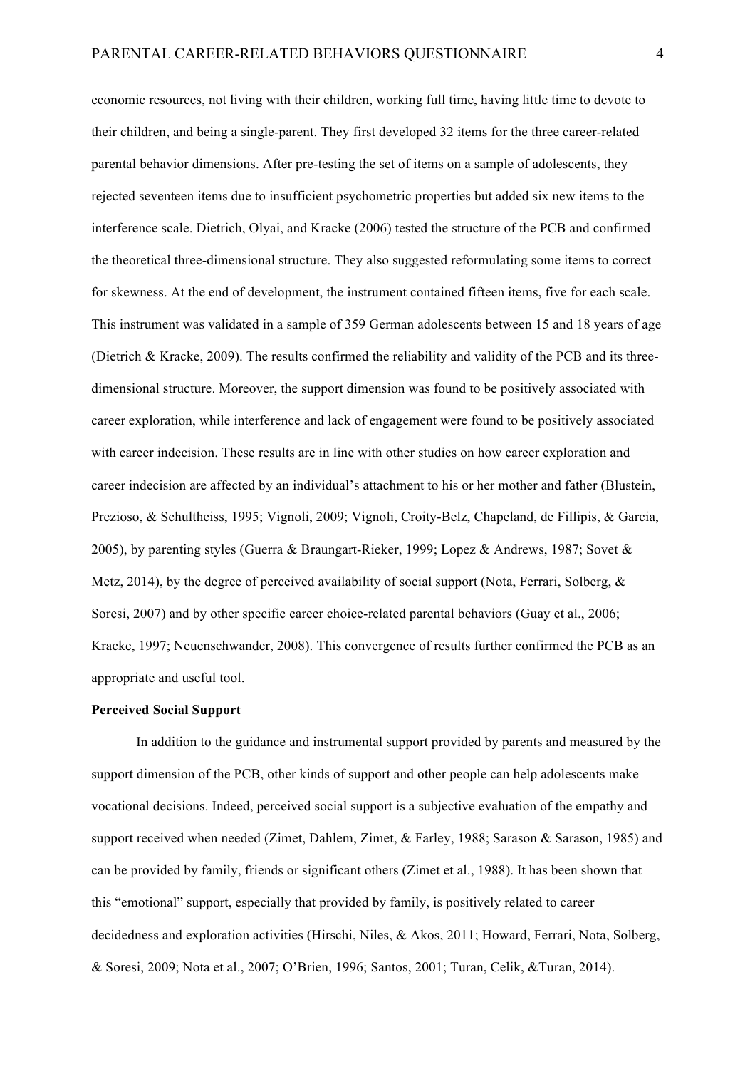economic resources, not living with their children, working full time, having little time to devote to their children, and being a single-parent. They first developed 32 items for the three career-related parental behavior dimensions. After pre-testing the set of items on a sample of adolescents, they rejected seventeen items due to insufficient psychometric properties but added six new items to the interference scale. Dietrich, Olyai, and Kracke (2006) tested the structure of the PCB and confirmed the theoretical three-dimensional structure. They also suggested reformulating some items to correct for skewness. At the end of development, the instrument contained fifteen items, five for each scale. This instrument was validated in a sample of 359 German adolescents between 15 and 18 years of age (Dietrich & Kracke, 2009). The results confirmed the reliability and validity of the PCB and its three-dimensional structure. Moreover, the support dimension was found to be positively associated with career exploration, while interference and lack of engagement were found to be positively associated with career indecision. These results are in line with other studies on how career exploration and career indecision are affected by an individual's attachment to his or her mother and father (Blustein, Prezioso, & Schultheiss, 1995; Vignoli, 2009; Vignoli, Croity-Belz, Chapeland, de Fillipis, & Garcia, 2005), by parenting styles (Guerra & Braungart-Rieker, 1999; Lopez & Andrews, 1987; Sovet & Metz, 2014), by the degree of perceived availability of social support (Nota, Ferrari, Solberg, & Soresi, 2007) and by other specific career choice-related parental behaviors (Guay et al., 2006; Kracke, 1997; Neuenschwander, 2008). This convergence of results further confirmed the PCB as an appropriate and useful tool.

**Perceived Social Support**

In addition to the guidance and instrumental support provided by parents and measured by the support dimension of the PCB, other kinds of support and other people can help adolescents make vocational decisions. Indeed, perceived social support is a subjective evaluation of the empathy and support received when needed (Zimet, Dahlem, Zimet, & Farley, 1988; Sarason & Sarason, 1985) and can be provided by family, friends or significant others (Zimet et al., 1988). It has been shown that this "emotional" support, especially that provided by family, is positively related to career decidedness and exploration activities (Hirschi, Niles, & Akos, 2011; Howard, Ferrari, Nota, Solberg, & Soresi, 2009; Nota et al., 2007; O'Brien, 1996; Santos, 2001; Turan, Celik, &Turan, 2014).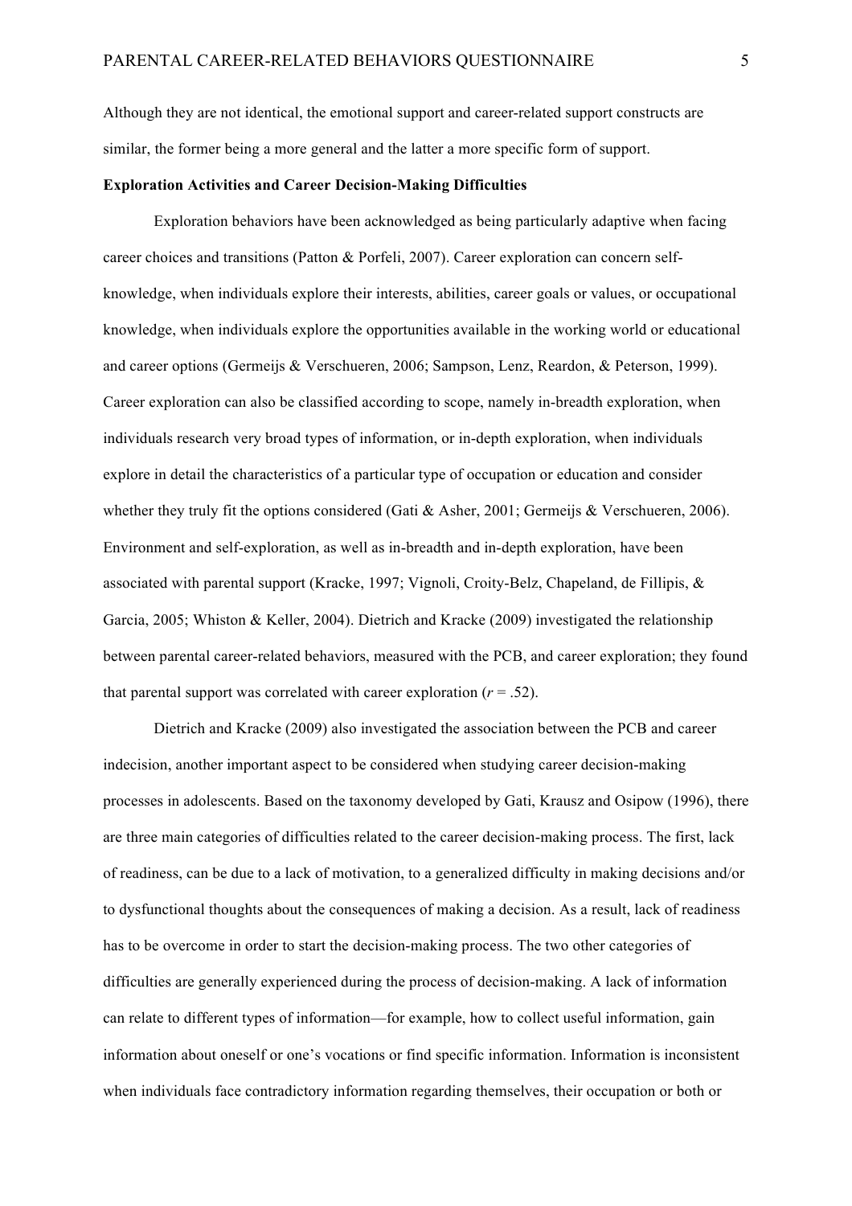Although they are not identical, the emotional support and career-related support constructs are similar, the former being a more general and the latter a more specific form of support.

**Exploration Activities and Career Decision-Making Difficulties**

Exploration behaviors have been acknowledged as being particularly adaptive when facing career choices and transitions (Patton & Porfeli, 2007). Career exploration can concern self-knowledge, when individuals explore their interests, abilities, career goals or values, or occupational knowledge, when individuals explore the opportunities available in the working world or educational and career options (Germeijs & Verschueren, 2006; Sampson, Lenz, Reardon, & Peterson, 1999). Career exploration can also be classified according to scope, namely in-breadth exploration, when individuals research very broad types of information, or in-depth exploration, when individuals explore in detail the characteristics of a particular type of occupation or education and consider whether they truly fit the options considered (Gati & Asher, 2001; Germeijs & Verschueren, 2006). Environment and self-exploration, as well as in-breadth and in-depth exploration, have been associated with parental support (Kracke, 1997; Vignoli, Croity-Belz, Chapeland, de Fillipis, & Garcia, 2005; Whiston & Keller, 2004). Dietrich and Kracke (2009) investigated the relationship between parental career-related behaviors, measured with the PCB, and career exploration; they found that parental support was correlated with career exploration ($r$ = .52).

Dietrich and Kracke (2009) also investigated the association between the PCB and career indecision, another important aspect to be considered when studying career decision-making processes in adolescents. Based on the taxonomy developed by Gati, Krausz and Osipow (1996), there are three main categories of difficulties related to the career decision-making process. The first, lack of readiness, can be due to a lack of motivation, to a generalized difficulty in making decisions and/or to dysfunctional thoughts about the consequences of making a decision. As a result, lack of readiness has to be overcome in order to start the decision-making process. The two other categories of difficulties are generally experienced during the process of decision-making. A lack of information can relate to different types of information—for example, how to collect useful information, gain information about oneself or one's vocations or find specific information. Information is inconsistent when individuals face contradictory information regarding themselves, their occupation or both or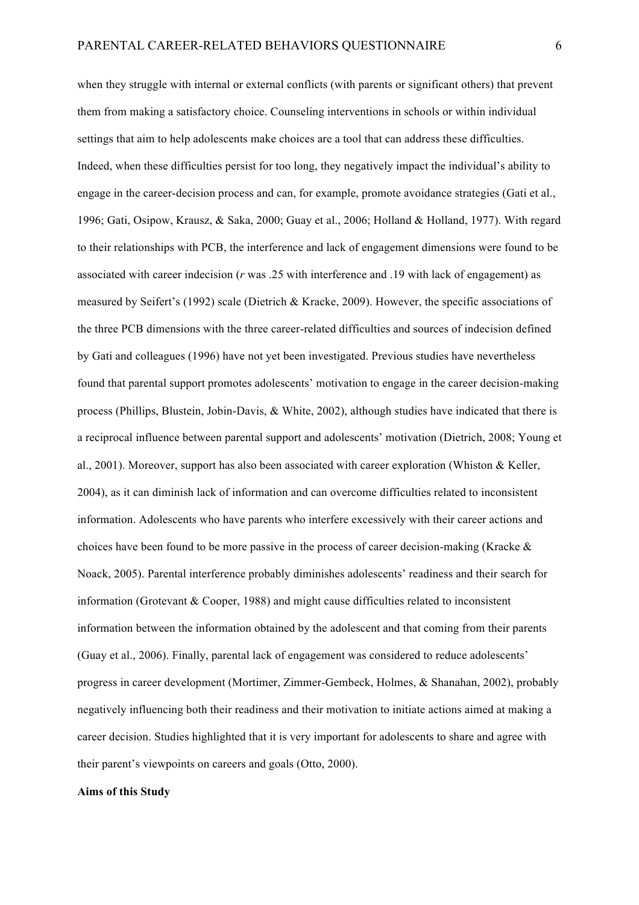when they struggle with internal or external conflicts (with parents or significant others) that prevent them from making a satisfactory choice. Counseling interventions in schools or within individual settings that aim to help adolescents make choices are a tool that can address these difficulties. Indeed, when these difficulties persist for too long, they negatively impact the individual's ability to engage in the career-decision process and can, for example, promote avoidance strategies (Gati et al., 1996; Gati, Osipow, Krausz, & Saka, 2000; Guay et al., 2006; Holland & Holland, 1977). With regard to their relationships with PCB, the interference and lack of engagement dimensions were found to be associated with career indecision (*r* was .25 with interference and .19 with lack of engagement) as measured by Seifert's (1992) scale (Dietrich & Kracke, 2009). However, the specific associations of the three PCB dimensions with the three career-related difficulties and sources of indecision defined by Gati and colleagues (1996) have not yet been investigated. Previous studies have nevertheless found that parental support promotes adolescents' motivation to engage in the career decision-making process (Phillips, Blustein, Jobin-Davis, & White, 2002), although studies have indicated that there is a reciprocal influence between parental support and adolescents' motivation (Dietrich, 2008; Young et al., 2001). Moreover, support has also been associated with career exploration (Whiston & Keller, 2004), as it can diminish lack of information and can overcome difficulties related to inconsistent information. Adolescents who have parents who interfere excessively with their career actions and choices have been found to be more passive in the process of career decision-making (Kracke & Noack, 2005). Parental interference probably diminishes adolescents' readiness and their search for information (Grotevant & Cooper, 1988) and might cause difficulties related to inconsistent information between the information obtained by the adolescent and that coming from their parents (Guay et al., 2006). Finally, parental lack of engagement was considered to reduce adolescents' progress in career development (Mortimer, Zimmer-Gembeck, Holmes, & Shanahan, 2002), probably negatively influencing both their readiness and their motivation to initiate actions aimed at making a career decision. Studies highlighted that it is very important for adolescents to share and agree with their parent's viewpoints on careers and goals (Otto, 2000).

**Aims of this Study**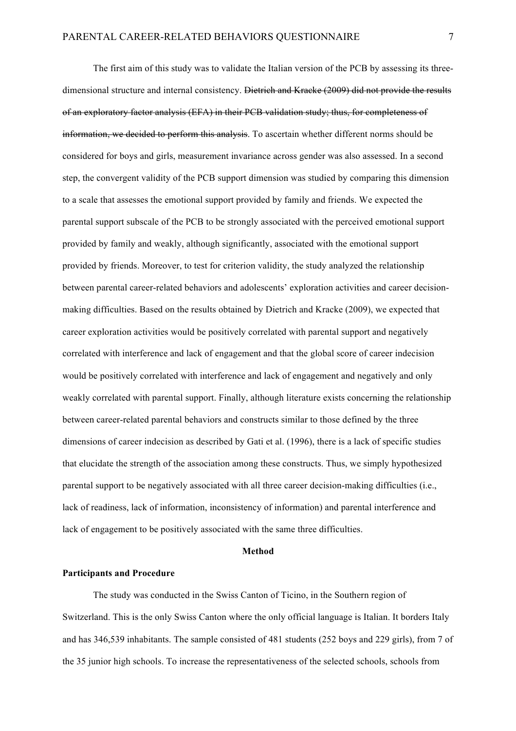The first aim of this study was to validate the Italian version of the PCB by assessing its three-dimensional structure and internal consistency. ~~Dietrich and Kracke (2009) did not provide the results of an exploratory factor analysis (EFA) in their PCB validation study; thus, for completeness of information, we decided to perform this analysis~~. To ascertain whether different norms should be considered for boys and girls, measurement invariance across gender was also assessed. In a second step, the convergent validity of the PCB support dimension was studied by comparing this dimension to a scale that assesses the emotional support provided by family and friends. We expected the parental support subscale of the PCB to be strongly associated with the perceived emotional support provided by family and weakly, although significantly, associated with the emotional support provided by friends. Moreover, to test for criterion validity, the study analyzed the relationship between parental career-related behaviors and adolescents' exploration activities and career decision-making difficulties. Based on the results obtained by Dietrich and Kracke (2009), we expected that career exploration activities would be positively correlated with parental support and negatively correlated with interference and lack of engagement and that the global score of career indecision would be positively correlated with interference and lack of engagement and negatively and only weakly correlated with parental support. Finally, although literature exists concerning the relationship between career-related parental behaviors and constructs similar to those defined by the three dimensions of career indecision as described by Gati et al. (1996), there is a lack of specific studies that elucidate the strength of the association among these constructs. Thus, we simply hypothesized parental support to be negatively associated with all three career decision-making difficulties (i.e., lack of readiness, lack of information, inconsistency of information) and parental interference and lack of engagement to be positively associated with the same three difficulties.

## Method

### Participants and Procedure

The study was conducted in the Swiss Canton of Ticino, in the Southern region of Switzerland. This is the only Swiss Canton where the only official language is Italian. It borders Italy and has 346,539 inhabitants. The sample consisted of 481 students (252 boys and 229 girls), from 7 of the 35 junior high schools. To increase the representativeness of the selected schools, schools from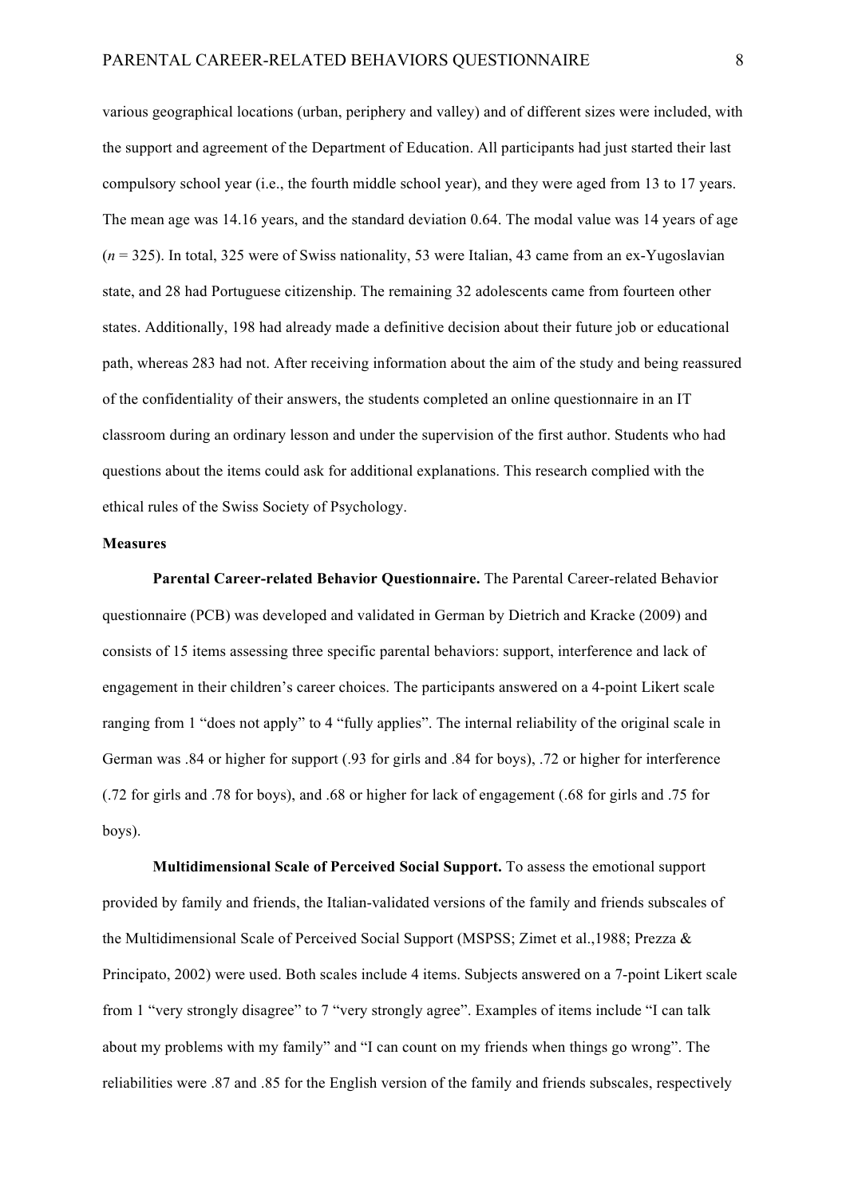various geographical locations (urban, periphery and valley) and of different sizes were included, with the support and agreement of the Department of Education. All participants had just started their last compulsory school year (i.e., the fourth middle school year), and they were aged from 13 to 17 years. The mean age was 14.16 years, and the standard deviation 0.64. The modal value was 14 years of age (*n* = 325). In total, 325 were of Swiss nationality, 53 were Italian, 43 came from an ex-Yugoslavian state, and 28 had Portuguese citizenship. The remaining 32 adolescents came from fourteen other states. Additionally, 198 had already made a definitive decision about their future job or educational path, whereas 283 had not. After receiving information about the aim of the study and being reassured of the confidentiality of their answers, the students completed an online questionnaire in an IT classroom during an ordinary lesson and under the supervision of the first author. Students who had questions about the items could ask for additional explanations. This research complied with the ethical rules of the Swiss Society of Psychology.

**Measures**

**Parental Career-related Behavior Questionnaire.** The Parental Career-related Behavior questionnaire (PCB) was developed and validated in German by Dietrich and Kracke (2009) and consists of 15 items assessing three specific parental behaviors: support, interference and lack of engagement in their children's career choices. The participants answered on a 4-point Likert scale ranging from 1 "does not apply" to 4 "fully applies". The internal reliability of the original scale in German was .84 or higher for support (.93 for girls and .84 for boys), .72 or higher for interference (.72 for girls and .78 for boys), and .68 or higher for lack of engagement (.68 for girls and .75 for boys).

**Multidimensional Scale of Perceived Social Support.** To assess the emotional support provided by family and friends, the Italian-validated versions of the family and friends subscales of the Multidimensional Scale of Perceived Social Support (MSPSS; Zimet et al.,1988; Prezza & Principato, 2002) were used. Both scales include 4 items. Subjects answered on a 7-point Likert scale from 1 "very strongly disagree" to 7 "very strongly agree". Examples of items include "I can talk about my problems with my family" and "I can count on my friends when things go wrong". The reliabilities were .87 and .85 for the English version of the family and friends subscales, respectively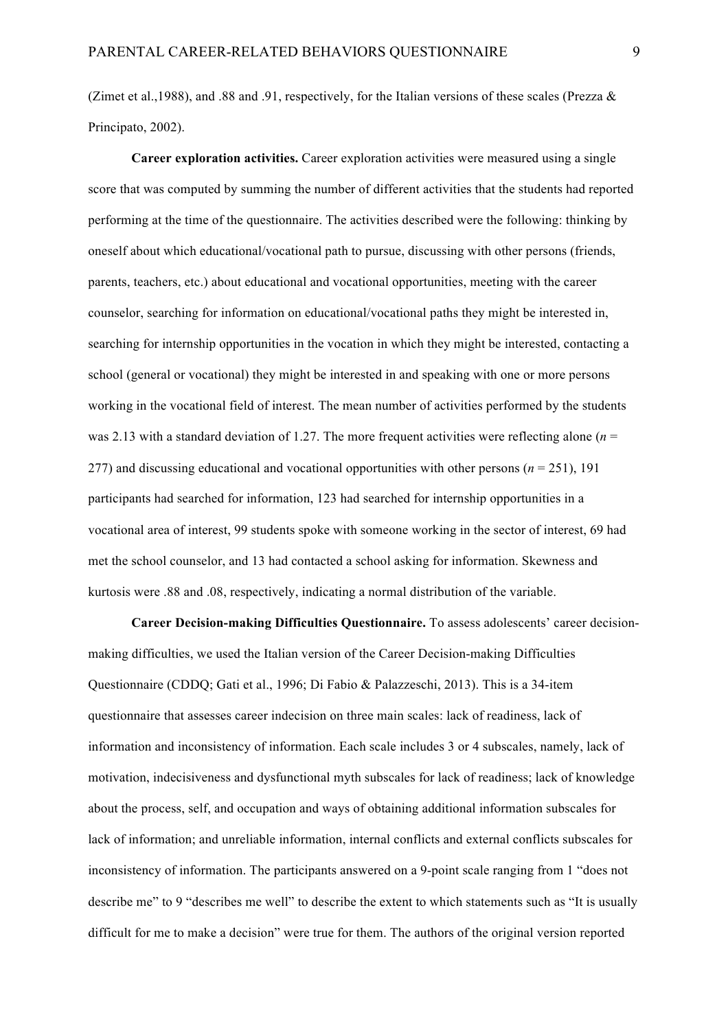(Zimet et al.,1988), and .88 and .91, respectively, for the Italian versions of these scales (Prezza & Principato, 2002).

**Career exploration activities.** Career exploration activities were measured using a single score that was computed by summing the number of different activities that the students had reported performing at the time of the questionnaire. The activities described were the following: thinking by oneself about which educational/vocational path to pursue, discussing with other persons (friends, parents, teachers, etc.) about educational and vocational opportunities, meeting with the career counselor, searching for information on educational/vocational paths they might be interested in, searching for internship opportunities in the vocation in which they might be interested, contacting a school (general or vocational) they might be interested in and speaking with one or more persons working in the vocational field of interest. The mean number of activities performed by the students was 2.13 with a standard deviation of 1.27. The more frequent activities were reflecting alone ($n$ = 277) and discussing educational and vocational opportunities with other persons ($n$ = 251), 191 participants had searched for information, 123 had searched for internship opportunities in a vocational area of interest, 99 students spoke with someone working in the sector of interest, 69 had met the school counselor, and 13 had contacted a school asking for information. Skewness and kurtosis were .88 and .08, respectively, indicating a normal distribution of the variable.

**Career Decision-making Difficulties Questionnaire.** To assess adolescents' career decision-making difficulties, we used the Italian version of the Career Decision-making Difficulties Questionnaire (CDDQ; Gati et al., 1996; Di Fabio & Palazzeschi, 2013). This is a 34-item questionnaire that assesses career indecision on three main scales: lack of readiness, lack of information and inconsistency of information. Each scale includes 3 or 4 subscales, namely, lack of motivation, indecisiveness and dysfunctional myth subscales for lack of readiness; lack of knowledge about the process, self, and occupation and ways of obtaining additional information subscales for lack of information; and unreliable information, internal conflicts and external conflicts subscales for inconsistency of information. The participants answered on a 9-point scale ranging from 1 "does not describe me" to 9 "describes me well" to describe the extent to which statements such as "It is usually difficult for me to make a decision" were true for them. The authors of the original version reported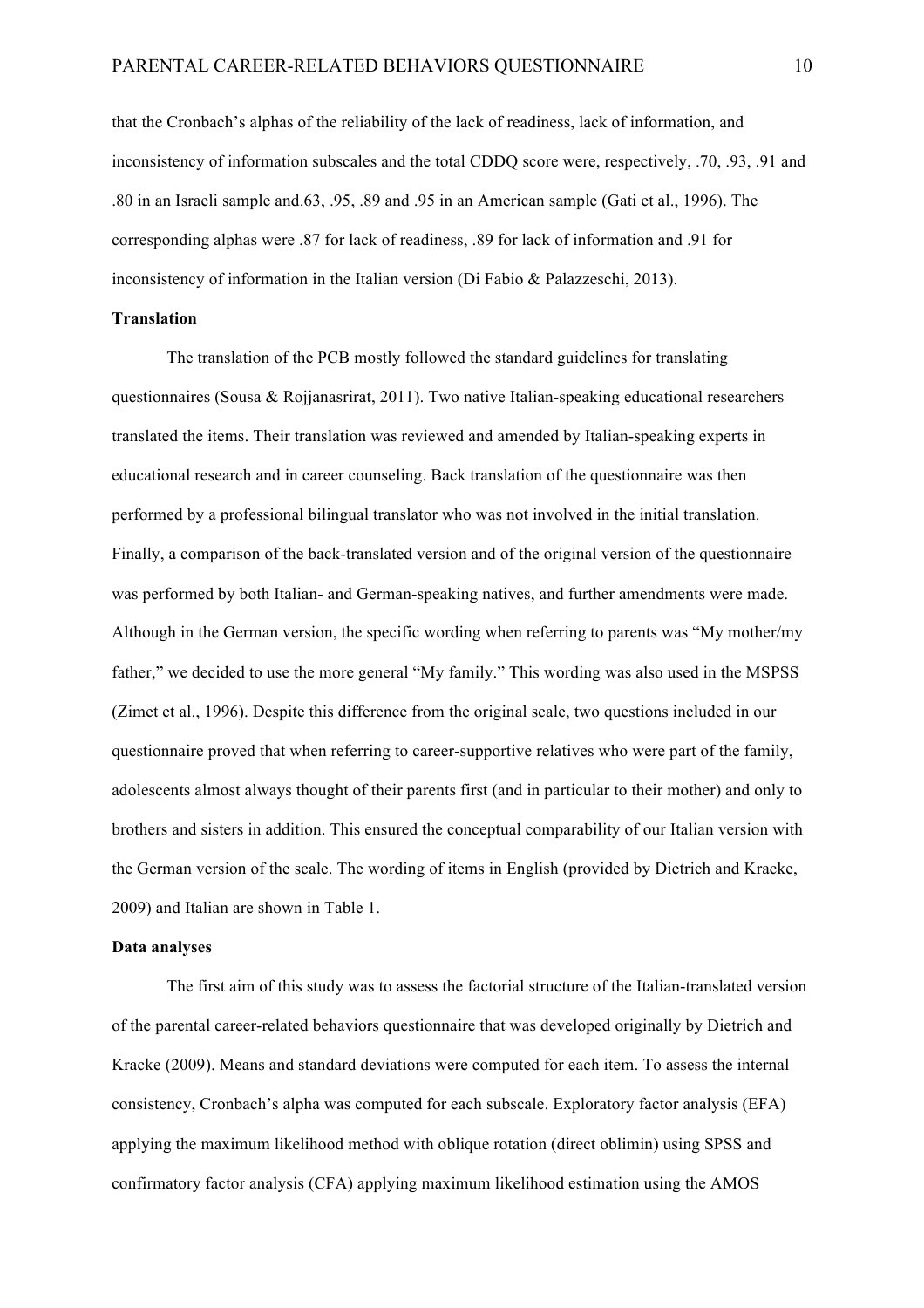that the Cronbach's alphas of the reliability of the lack of readiness, lack of information, and inconsistency of information subscales and the total CDDQ score were, respectively, .70, .93, .91 and .80 in an Israeli sample and.63, .95, .89 and .95 in an American sample (Gati et al., 1996). The corresponding alphas were .87 for lack of readiness, .89 for lack of information and .91 for inconsistency of information in the Italian version (Di Fabio & Palazzeschi, 2013).

**Translation**

The translation of the PCB mostly followed the standard guidelines for translating questionnaires (Sousa & Rojjanasrirat, 2011). Two native Italian-speaking educational researchers translated the items. Their translation was reviewed and amended by Italian-speaking experts in educational research and in career counseling. Back translation of the questionnaire was then performed by a professional bilingual translator who was not involved in the initial translation. Finally, a comparison of the back-translated version and of the original version of the questionnaire was performed by both Italian- and German-speaking natives, and further amendments were made. Although in the German version, the specific wording when referring to parents was "My mother/my father," we decided to use the more general "My family." This wording was also used in the MSPSS (Zimet et al., 1996). Despite this difference from the original scale, two questions included in our questionnaire proved that when referring to career-supportive relatives who were part of the family, adolescents almost always thought of their parents first (and in particular to their mother) and only to brothers and sisters in addition. This ensured the conceptual comparability of our Italian version with the German version of the scale. The wording of items in English (provided by Dietrich and Kracke, 2009) and Italian are shown in Table 1.

**Data analyses**

The first aim of this study was to assess the factorial structure of the Italian-translated version of the parental career-related behaviors questionnaire that was developed originally by Dietrich and Kracke (2009). Means and standard deviations were computed for each item. To assess the internal consistency, Cronbach's alpha was computed for each subscale. Exploratory factor analysis (EFA) applying the maximum likelihood method with oblique rotation (direct oblimin) using SPSS and confirmatory factor analysis (CFA) applying maximum likelihood estimation using the AMOS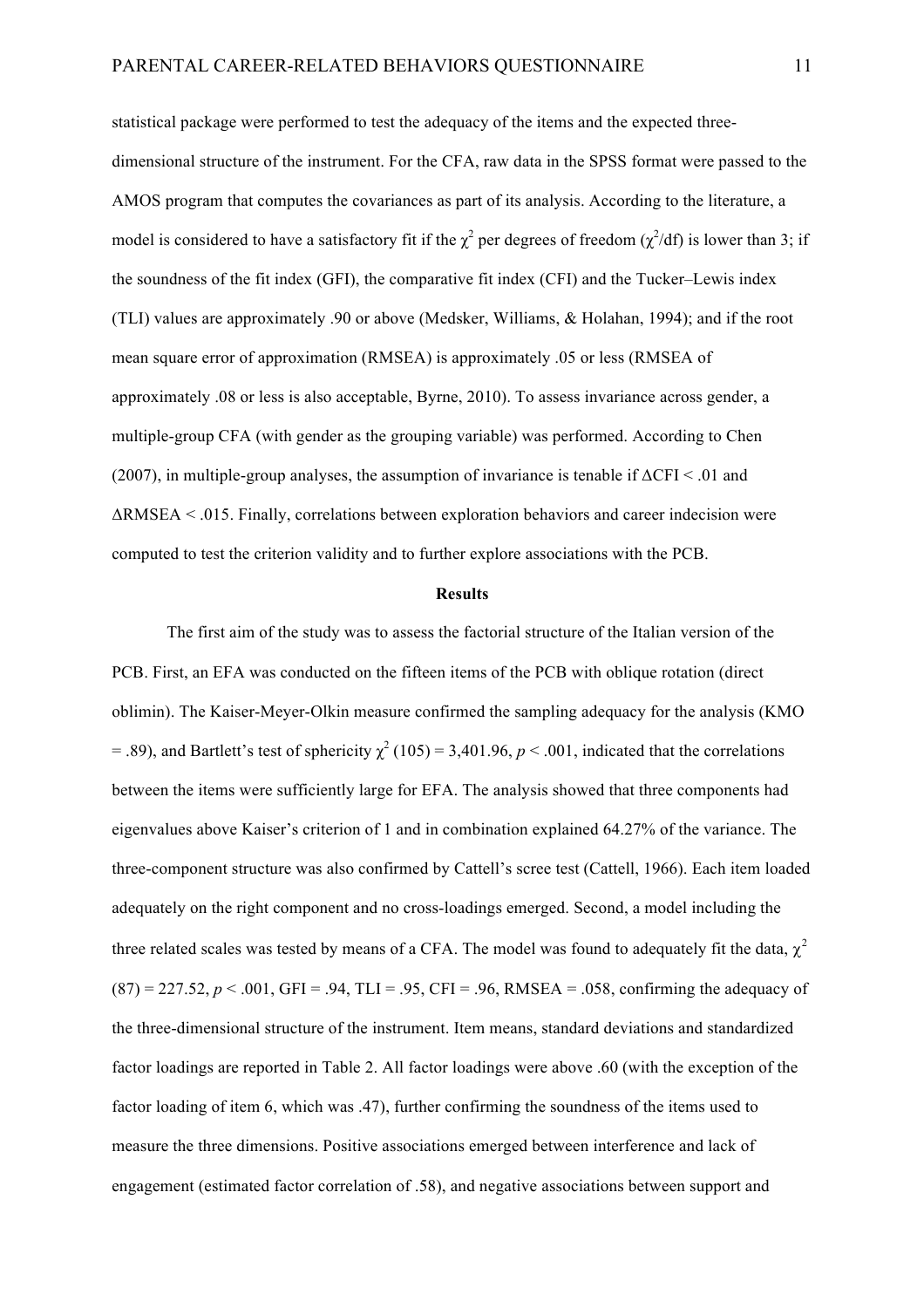statistical package were performed to test the adequacy of the items and the expected three-dimensional structure of the instrument. For the CFA, raw data in the SPSS format were passed to the AMOS program that computes the covariances as part of its analysis. According to the literature, a model is considered to have a satisfactory fit if the $\chi^2$ per degrees of freedom ($\chi^2$/df) is lower than 3; if the soundness of the fit index (GFI), the comparative fit index (CFI) and the Tucker–Lewis index (TLI) values are approximately .90 or above (Medsker, Williams, & Holahan, 1994); and if the root mean square error of approximation (RMSEA) is approximately .05 or less (RMSEA of approximately .08 or less is also acceptable, Byrne, 2010). To assess invariance across gender, a multiple-group CFA (with gender as the grouping variable) was performed. According to Chen (2007), in multiple-group analyses, the assumption of invariance is tenable if $\Delta$CFI < .01 and $\Delta$RMSEA < .015. Finally, correlations between exploration behaviors and career indecision were computed to test the criterion validity and to further explore associations with the PCB.

## Results

The first aim of the study was to assess the factorial structure of the Italian version of the PCB. First, an EFA was conducted on the fifteen items of the PCB with oblique rotation (direct oblimin). The Kaiser-Meyer-Olkin measure confirmed the sampling adequacy for the analysis (KMO = .89), and Bartlett's test of sphericity $\chi^2$ (105) = 3,401.96, $p$ < .001, indicated that the correlations between the items were sufficiently large for EFA. The analysis showed that three components had eigenvalues above Kaiser's criterion of 1 and in combination explained 64.27% of the variance. The three-component structure was also confirmed by Cattell's scree test (Cattell, 1966). Each item loaded adequately on the right component and no cross-loadings emerged. Second, a model including the three related scales was tested by means of a CFA. The model was found to adequately fit the data, $\chi^2$ (87) = 227.52, $p$ < .001, GFI = .94, TLI = .95, CFI = .96, RMSEA = .058, confirming the adequacy of the three-dimensional structure of the instrument. Item means, standard deviations and standardized factor loadings are reported in Table 2. All factor loadings were above .60 (with the exception of the factor loading of item 6, which was .47), further confirming the soundness of the items used to measure the three dimensions. Positive associations emerged between interference and lack of engagement (estimated factor correlation of .58), and negative associations between support and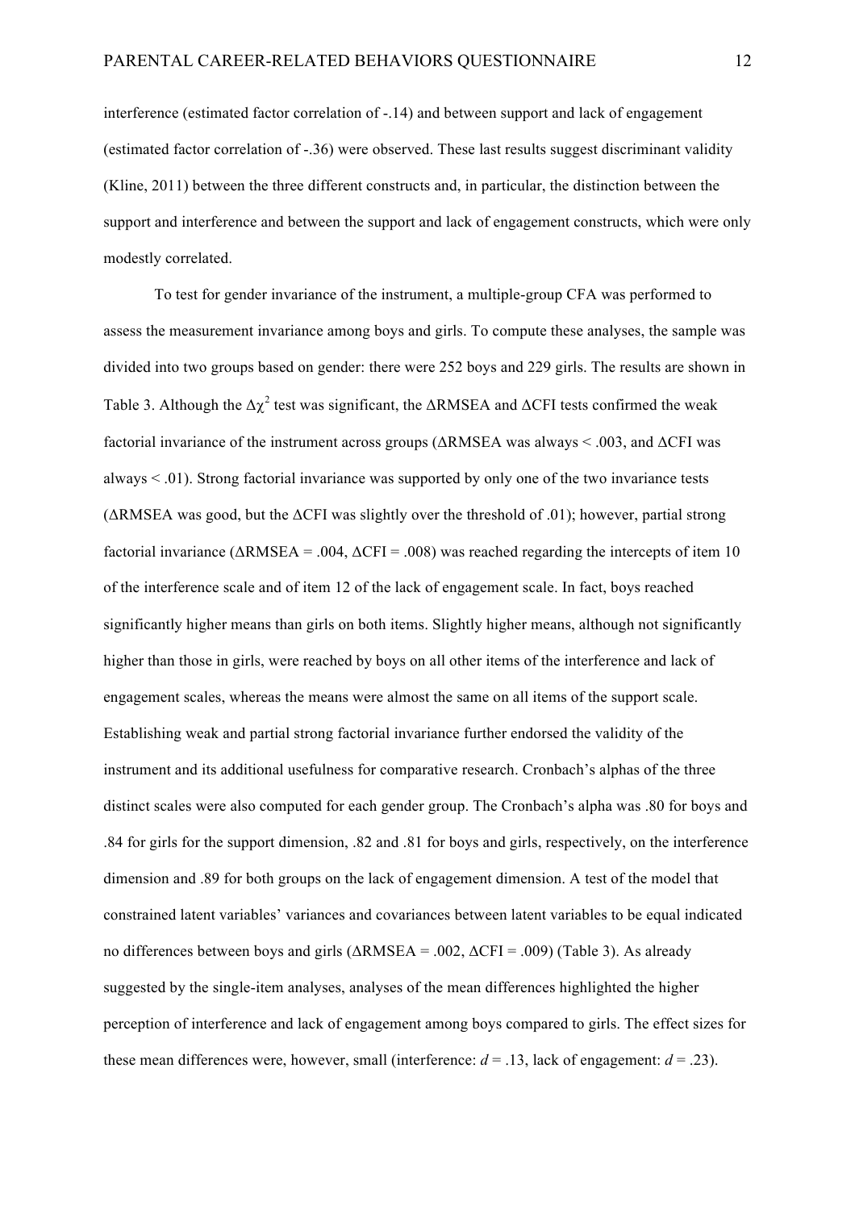interference (estimated factor correlation of -.14) and between support and lack of engagement (estimated factor correlation of -.36) were observed. These last results suggest discriminant validity (Kline, 2011) between the three different constructs and, in particular, the distinction between the support and interference and between the support and lack of engagement constructs, which were only modestly correlated.

To test for gender invariance of the instrument, a multiple-group CFA was performed to assess the measurement invariance among boys and girls. To compute these analyses, the sample was divided into two groups based on gender: there were 252 boys and 229 girls. The results are shown in Table 3. Although the $\Delta\chi^2$ test was significant, the ΔRMSEA and ΔCFI tests confirmed the weak factorial invariance of the instrument across groups (ΔRMSEA was always < .003, and ΔCFI was always < .01). Strong factorial invariance was supported by only one of the two invariance tests (ΔRMSEA was good, but the ΔCFI was slightly over the threshold of .01); however, partial strong factorial invariance (ΔRMSEA = .004, ΔCFI = .008) was reached regarding the intercepts of item 10 of the interference scale and of item 12 of the lack of engagement scale. In fact, boys reached significantly higher means than girls on both items. Slightly higher means, although not significantly higher than those in girls, were reached by boys on all other items of the interference and lack of engagement scales, whereas the means were almost the same on all items of the support scale. Establishing weak and partial strong factorial invariance further endorsed the validity of the instrument and its additional usefulness for comparative research. Cronbach's alphas of the three distinct scales were also computed for each gender group. The Cronbach's alpha was .80 for boys and .84 for girls for the support dimension, .82 and .81 for boys and girls, respectively, on the interference dimension and .89 for both groups on the lack of engagement dimension. A test of the model that constrained latent variables' variances and covariances between latent variables to be equal indicated no differences between boys and girls (ΔRMSEA = .002, ΔCFI = .009) (Table 3). As already suggested by the single-item analyses, analyses of the mean differences highlighted the higher perception of interference and lack of engagement among boys compared to girls. The effect sizes for these mean differences were, however, small (interference: $d$ = .13, lack of engagement: $d$ = .23).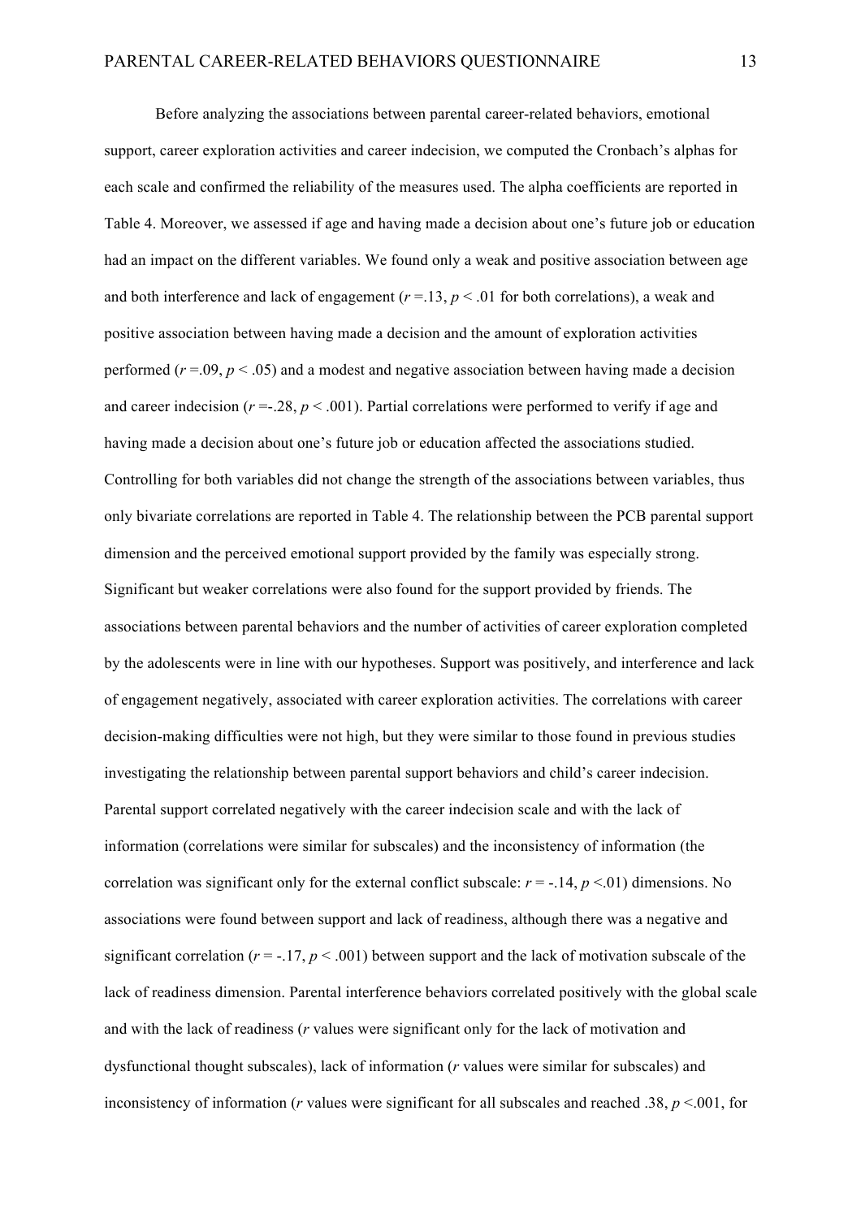Before analyzing the associations between parental career-related behaviors, emotional support, career exploration activities and career indecision, we computed the Cronbach's alphas for each scale and confirmed the reliability of the measures used. The alpha coefficients are reported in Table 4. Moreover, we assessed if age and having made a decision about one's future job or education had an impact on the different variables. We found only a weak and positive association between age and both interference and lack of engagement ($r$ =.13, $p$ < .01 for both correlations), a weak and positive association between having made a decision and the amount of exploration activities performed ($r$ =.09, $p$ < .05) and a modest and negative association between having made a decision and career indecision ($r$ =-.28, $p$ < .001). Partial correlations were performed to verify if age and having made a decision about one's future job or education affected the associations studied. Controlling for both variables did not change the strength of the associations between variables, thus only bivariate correlations are reported in Table 4. The relationship between the PCB parental support dimension and the perceived emotional support provided by the family was especially strong. Significant but weaker correlations were also found for the support provided by friends. The associations between parental behaviors and the number of activities of career exploration completed by the adolescents were in line with our hypotheses. Support was positively, and interference and lack of engagement negatively, associated with career exploration activities. The correlations with career decision-making difficulties were not high, but they were similar to those found in previous studies investigating the relationship between parental support behaviors and child's career indecision. Parental support correlated negatively with the career indecision scale and with the lack of information (correlations were similar for subscales) and the inconsistency of information (the correlation was significant only for the external conflict subscale: $r$ = -.14, $p$ <.01) dimensions. No associations were found between support and lack of readiness, although there was a negative and significant correlation ($r$ = -.17, $p$ < .001) between support and the lack of motivation subscale of the lack of readiness dimension. Parental interference behaviors correlated positively with the global scale and with the lack of readiness ($r$ values were significant only for the lack of motivation and dysfunctional thought subscales), lack of information ($r$ values were similar for subscales) and inconsistency of information ($r$ values were significant for all subscales and reached .38, $p$ <.001, for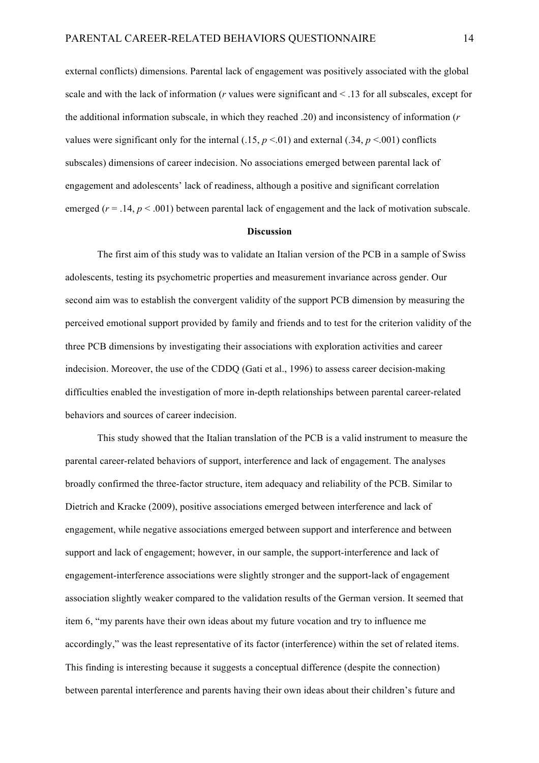external conflicts) dimensions. Parental lack of engagement was positively associated with the global scale and with the lack of information (*r* values were significant and < .13 for all subscales, except for the additional information subscale, in which they reached .20) and inconsistency of information (*r* values were significant only for the internal (.15, $p$ <.01) and external (.34, $p$ <.001) conflicts subscales) dimensions of career indecision. No associations emerged between parental lack of engagement and adolescents' lack of readiness, although a positive and significant correlation emerged ($r$ = .14, $p$ < .001) between parental lack of engagement and the lack of motivation subscale.

## Discussion

The first aim of this study was to validate an Italian version of the PCB in a sample of Swiss adolescents, testing its psychometric properties and measurement invariance across gender. Our second aim was to establish the convergent validity of the support PCB dimension by measuring the perceived emotional support provided by family and friends and to test for the criterion validity of the three PCB dimensions by investigating their associations with exploration activities and career indecision. Moreover, the use of the CDDQ (Gati et al., 1996) to assess career decision-making difficulties enabled the investigation of more in-depth relationships between parental career-related behaviors and sources of career indecision.

This study showed that the Italian translation of the PCB is a valid instrument to measure the parental career-related behaviors of support, interference and lack of engagement. The analyses broadly confirmed the three-factor structure, item adequacy and reliability of the PCB. Similar to Dietrich and Kracke (2009), positive associations emerged between interference and lack of engagement, while negative associations emerged between support and interference and between support and lack of engagement; however, in our sample, the support-interference and lack of engagement-interference associations were slightly stronger and the support-lack of engagement association slightly weaker compared to the validation results of the German version. It seemed that item 6, "my parents have their own ideas about my future vocation and try to influence me accordingly," was the least representative of its factor (interference) within the set of related items. This finding is interesting because it suggests a conceptual difference (despite the connection) between parental interference and parents having their own ideas about their children's future and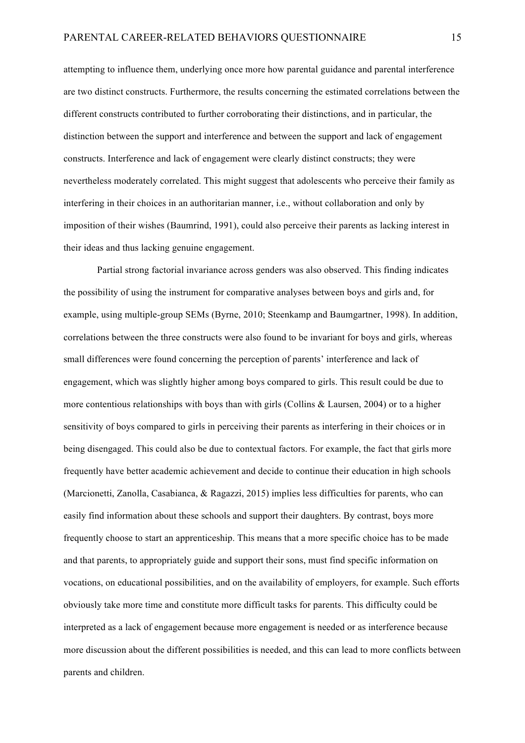attempting to influence them, underlying once more how parental guidance and parental interference are two distinct constructs. Furthermore, the results concerning the estimated correlations between the different constructs contributed to further corroborating their distinctions, and in particular, the distinction between the support and interference and between the support and lack of engagement constructs. Interference and lack of engagement were clearly distinct constructs; they were nevertheless moderately correlated. This might suggest that adolescents who perceive their family as interfering in their choices in an authoritarian manner, i.e., without collaboration and only by imposition of their wishes (Baumrind, 1991), could also perceive their parents as lacking interest in their ideas and thus lacking genuine engagement.

Partial strong factorial invariance across genders was also observed. This finding indicates the possibility of using the instrument for comparative analyses between boys and girls and, for example, using multiple-group SEMs (Byrne, 2010; Steenkamp and Baumgartner, 1998). In addition, correlations between the three constructs were also found to be invariant for boys and girls, whereas small differences were found concerning the perception of parents' interference and lack of engagement, which was slightly higher among boys compared to girls. This result could be due to more contentious relationships with boys than with girls (Collins & Laursen, 2004) or to a higher sensitivity of boys compared to girls in perceiving their parents as interfering in their choices or in being disengaged. This could also be due to contextual factors. For example, the fact that girls more frequently have better academic achievement and decide to continue their education in high schools (Marcionetti, Zanolla, Casabianca, & Ragazzi, 2015) implies less difficulties for parents, who can easily find information about these schools and support their daughters. By contrast, boys more frequently choose to start an apprenticeship. This means that a more specific choice has to be made and that parents, to appropriately guide and support their sons, must find specific information on vocations, on educational possibilities, and on the availability of employers, for example. Such efforts obviously take more time and constitute more difficult tasks for parents. This difficulty could be interpreted as a lack of engagement because more engagement is needed or as interference because more discussion about the different possibilities is needed, and this can lead to more conflicts between parents and children.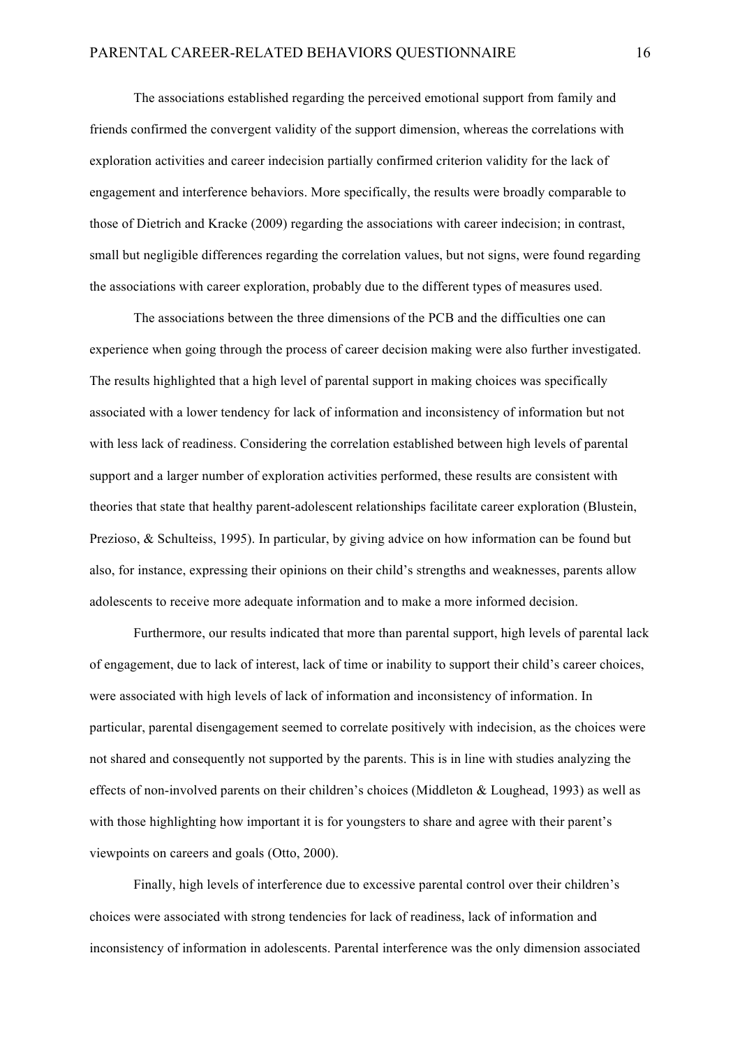The associations established regarding the perceived emotional support from family and friends confirmed the convergent validity of the support dimension, whereas the correlations with exploration activities and career indecision partially confirmed criterion validity for the lack of engagement and interference behaviors. More specifically, the results were broadly comparable to those of Dietrich and Kracke (2009) regarding the associations with career indecision; in contrast, small but negligible differences regarding the correlation values, but not signs, were found regarding the associations with career exploration, probably due to the different types of measures used.

The associations between the three dimensions of the PCB and the difficulties one can experience when going through the process of career decision making were also further investigated. The results highlighted that a high level of parental support in making choices was specifically associated with a lower tendency for lack of information and inconsistency of information but not with less lack of readiness. Considering the correlation established between high levels of parental support and a larger number of exploration activities performed, these results are consistent with theories that state that healthy parent-adolescent relationships facilitate career exploration (Blustein, Prezioso, & Schulteiss, 1995). In particular, by giving advice on how information can be found but also, for instance, expressing their opinions on their child's strengths and weaknesses, parents allow adolescents to receive more adequate information and to make a more informed decision.

Furthermore, our results indicated that more than parental support, high levels of parental lack of engagement, due to lack of interest, lack of time or inability to support their child's career choices, were associated with high levels of lack of information and inconsistency of information. In particular, parental disengagement seemed to correlate positively with indecision, as the choices were not shared and consequently not supported by the parents. This is in line with studies analyzing the effects of non-involved parents on their children's choices (Middleton & Loughead, 1993) as well as with those highlighting how important it is for youngsters to share and agree with their parent's viewpoints on careers and goals (Otto, 2000).

Finally, high levels of interference due to excessive parental control over their children's choices were associated with strong tendencies for lack of readiness, lack of information and inconsistency of information in adolescents. Parental interference was the only dimension associated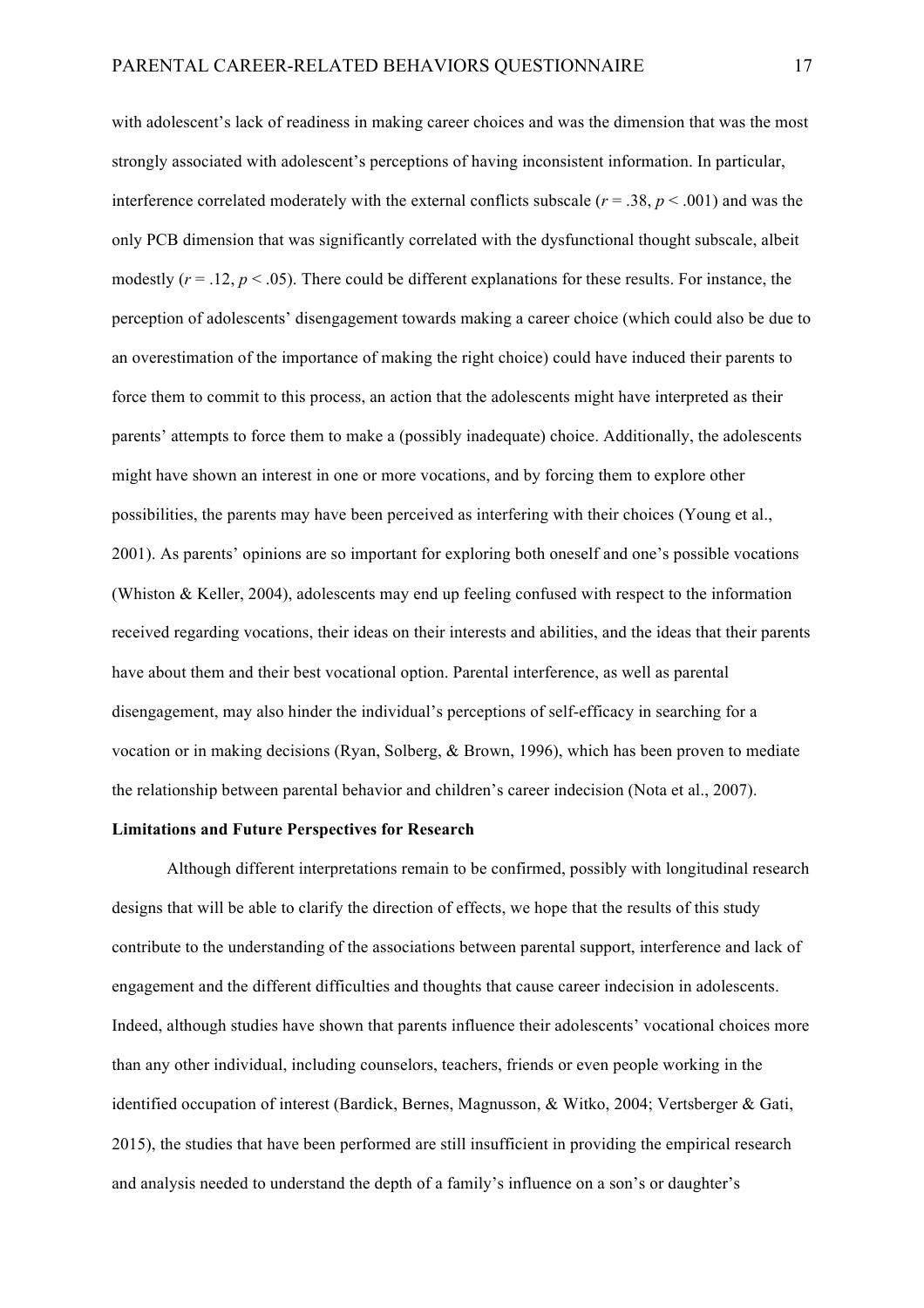with adolescent's lack of readiness in making career choices and was the dimension that was the most strongly associated with adolescent's perceptions of having inconsistent information. In particular, interference correlated moderately with the external conflicts subscale ($r = .38$, $p < .001$) and was the only PCB dimension that was significantly correlated with the dysfunctional thought subscale, albeit modestly ($r = .12$, $p < .05$). There could be different explanations for these results. For instance, the perception of adolescents' disengagement towards making a career choice (which could also be due to an overestimation of the importance of making the right choice) could have induced their parents to force them to commit to this process, an action that the adolescents might have interpreted as their parents' attempts to force them to make a (possibly inadequate) choice. Additionally, the adolescents might have shown an interest in one or more vocations, and by forcing them to explore other possibilities, the parents may have been perceived as interfering with their choices (Young et al., 2001). As parents' opinions are so important for exploring both oneself and one's possible vocations (Whiston & Keller, 2004), adolescents may end up feeling confused with respect to the information received regarding vocations, their ideas on their interests and abilities, and the ideas that their parents have about them and their best vocational option. Parental interference, as well as parental disengagement, may also hinder the individual's perceptions of self-efficacy in searching for a vocation or in making decisions (Ryan, Solberg, & Brown, 1996), which has been proven to mediate the relationship between parental behavior and children's career indecision (Nota et al., 2007).

**Limitations and Future Perspectives for Research**

Although different interpretations remain to be confirmed, possibly with longitudinal research designs that will be able to clarify the direction of effects, we hope that the results of this study contribute to the understanding of the associations between parental support, interference and lack of engagement and the different difficulties and thoughts that cause career indecision in adolescents. Indeed, although studies have shown that parents influence their adolescents' vocational choices more than any other individual, including counselors, teachers, friends or even people working in the identified occupation of interest (Bardick, Bernes, Magnusson, & Witko, 2004; Vertsberger & Gati, 2015), the studies that have been performed are still insufficient in providing the empirical research and analysis needed to understand the depth of a family's influence on a son's or daughter's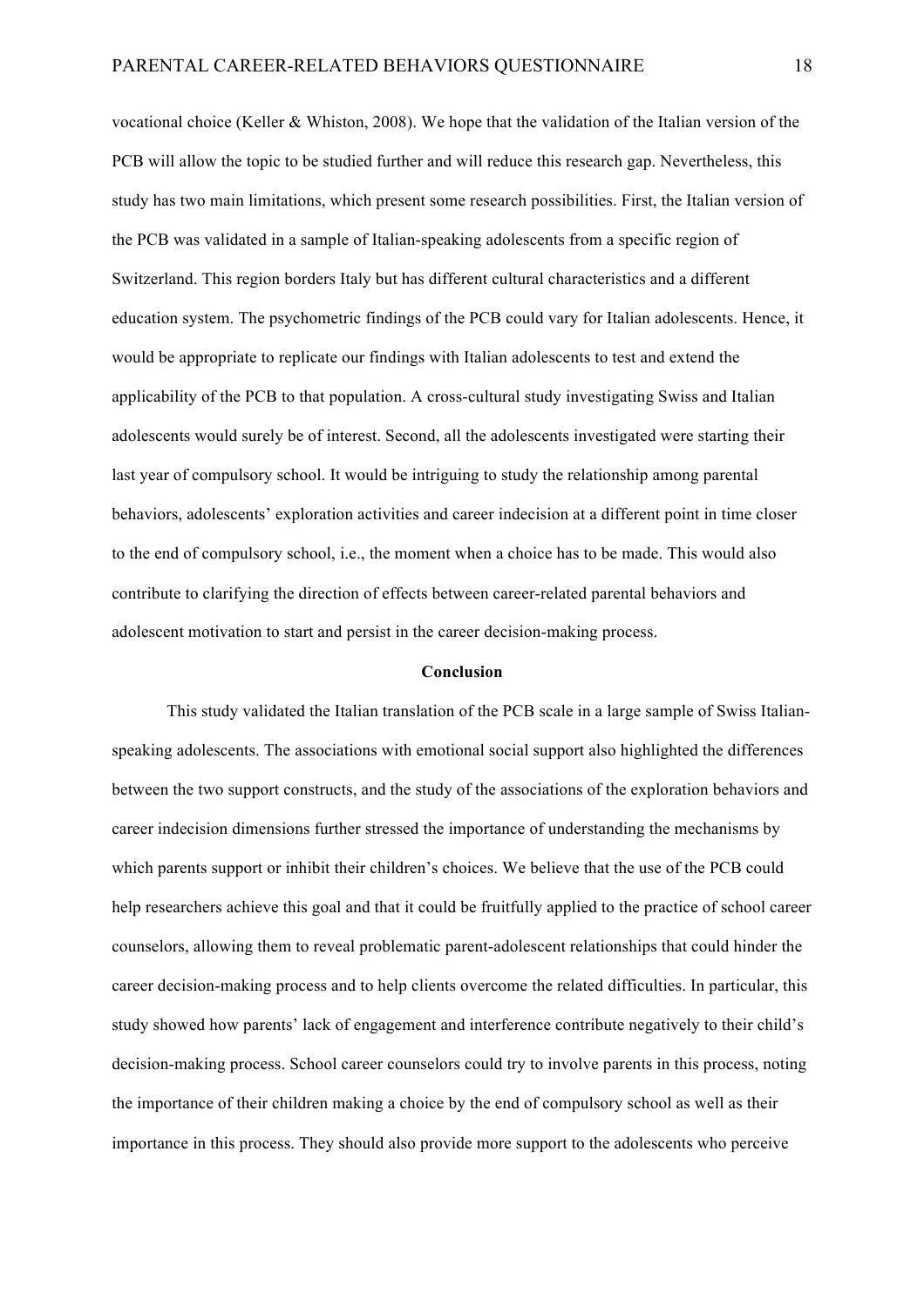vocational choice (Keller & Whiston, 2008). We hope that the validation of the Italian version of the PCB will allow the topic to be studied further and will reduce this research gap. Nevertheless, this study has two main limitations, which present some research possibilities. First, the Italian version of the PCB was validated in a sample of Italian-speaking adolescents from a specific region of Switzerland. This region borders Italy but has different cultural characteristics and a different education system. The psychometric findings of the PCB could vary for Italian adolescents. Hence, it would be appropriate to replicate our findings with Italian adolescents to test and extend the applicability of the PCB to that population. A cross-cultural study investigating Swiss and Italian adolescents would surely be of interest. Second, all the adolescents investigated were starting their last year of compulsory school. It would be intriguing to study the relationship among parental behaviors, adolescents' exploration activities and career indecision at a different point in time closer to the end of compulsory school, i.e., the moment when a choice has to be made. This would also contribute to clarifying the direction of effects between career-related parental behaviors and adolescent motivation to start and persist in the career decision-making process.

## Conclusion

This study validated the Italian translation of the PCB scale in a large sample of Swiss Italian-speaking adolescents. The associations with emotional social support also highlighted the differences between the two support constructs, and the study of the associations of the exploration behaviors and career indecision dimensions further stressed the importance of understanding the mechanisms by which parents support or inhibit their children's choices. We believe that the use of the PCB could help researchers achieve this goal and that it could be fruitfully applied to the practice of school career counselors, allowing them to reveal problematic parent-adolescent relationships that could hinder the career decision-making process and to help clients overcome the related difficulties. In particular, this study showed how parents' lack of engagement and interference contribute negatively to their child's decision-making process. School career counselors could try to involve parents in this process, noting the importance of their children making a choice by the end of compulsory school as well as their importance in this process. They should also provide more support to the adolescents who perceive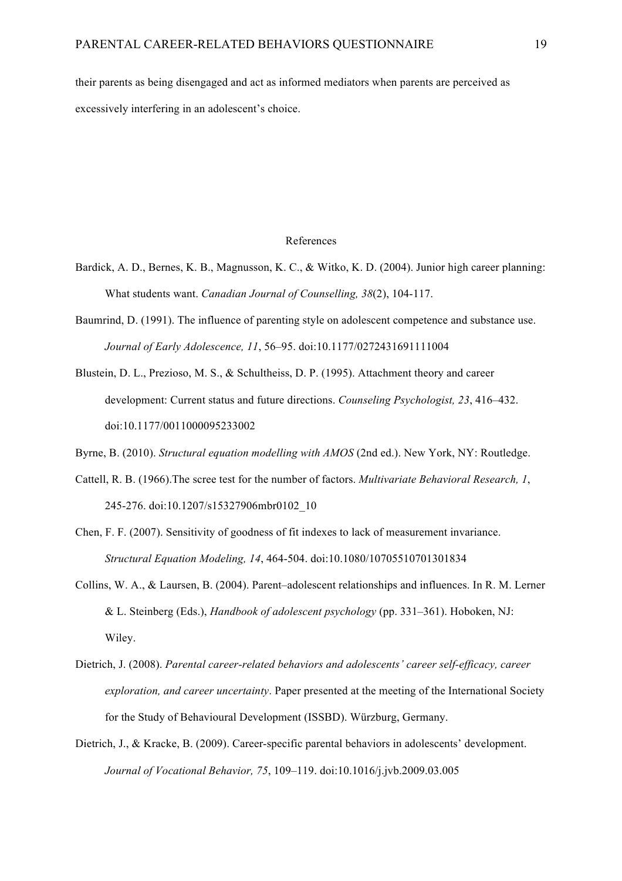their parents as being disengaged and act as informed mediators when parents are perceived as excessively interfering in an adolescent's choice.

## References

Bardick, A. D., Bernes, K. B., Magnusson, K. C., & Witko, K. D. (2004). Junior high career planning: What students want. *Canadian Journal of Counselling, 38*(2), 104-117.

Baumrind, D. (1991). The influence of parenting style on adolescent competence and substance use. *Journal of Early Adolescence, 11*, 56–95. doi:10.1177/0272431691111004

Blustein, D. L., Prezioso, M. S., & Schultheiss, D. P. (1995). Attachment theory and career development: Current status and future directions. *Counseling Psychologist, 23*, 416–432. doi:10.1177/0011000095233002

Byrne, B. (2010). *Structural equation modelling with AMOS* (2nd ed.). New York, NY: Routledge.

Cattell, R. B. (1966).The scree test for the number of factors. *Multivariate Behavioral Research, 1*, 245-276. doi:10.1207/s15327906mbr0102_10

Chen, F. F. (2007). Sensitivity of goodness of fit indexes to lack of measurement invariance. *Structural Equation Modeling, 14*, 464-504. doi:10.1080/10705510701301834

Collins, W. A., & Laursen, B. (2004). Parent–adolescent relationships and influences. In R. M. Lerner & L. Steinberg (Eds.), *Handbook of adolescent psychology* (pp. 331–361). Hoboken, NJ: Wiley.

Dietrich, J. (2008). *Parental career-related behaviors and adolescents' career self-efficacy, career exploration, and career uncertainty*. Paper presented at the meeting of the International Society for the Study of Behavioural Development (ISSBD). Würzburg, Germany.

Dietrich, J., & Kracke, B. (2009). Career-specific parental behaviors in adolescents' development. *Journal of Vocational Behavior, 75*, 109–119. doi:10.1016/j.jvb.2009.03.005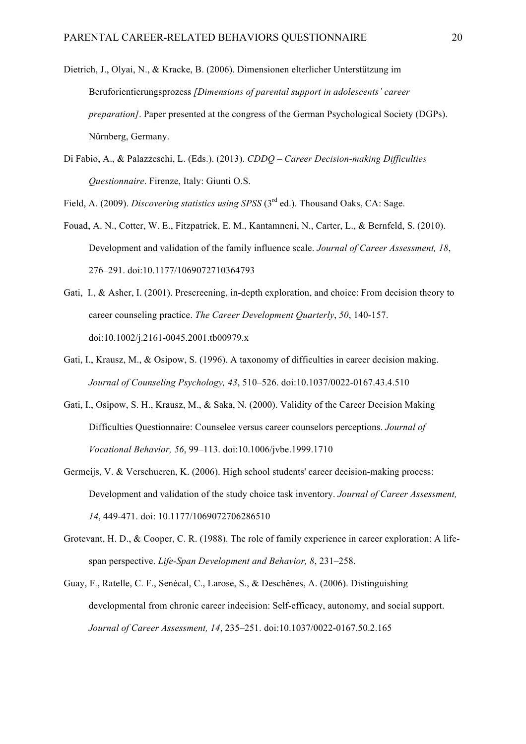Dietrich, J., Olyai, N., & Kracke, B. (2006). Dimensionen elterlicher Unterstützung im Beruforientierungsprozess *[Dimensions of parental support in adolescents' career preparation]*. Paper presented at the congress of the German Psychological Society (DGPs). Nürnberg, Germany.

Di Fabio, A., & Palazzeschi, L. (Eds.). (2013). *CDDQ – Career Decision-making Difficulties Questionnaire*. Firenze, Italy: Giunti O.S.

Field, A. (2009). *Discovering statistics using SPSS* (3rd ed.). Thousand Oaks, CA: Sage.

Fouad, A. N., Cotter, W. E., Fitzpatrick, E. M., Kantamneni, N., Carter, L., & Bernfeld, S. (2010). Development and validation of the family influence scale. *Journal of Career Assessment, 18*, 276–291. doi:10.1177/1069072710364793

Gati, I., & Asher, I. (2001). Prescreening, in-depth exploration, and choice: From decision theory to career counseling practice. *The Career Development Quarterly*, *50*, 140-157. doi:10.1002/j.2161-0045.2001.tb00979.x

Gati, I., Krausz, M., & Osipow, S. (1996). A taxonomy of difficulties in career decision making. *Journal of Counseling Psychology, 43*, 510–526. doi:10.1037/0022-0167.43.4.510

Gati, I., Osipow, S. H., Krausz, M., & Saka, N. (2000). Validity of the Career Decision Making Difficulties Questionnaire: Counselee versus career counselors perceptions. *Journal of Vocational Behavior, 56*, 99–113. doi:10.1006/jvbe.1999.1710

Germeijs, V. & Verschueren, K. (2006). High school students' career decision-making process: Development and validation of the study choice task inventory. *Journal of Career Assessment, 14*, 449-471. doi: 10.1177/1069072706286510

Grotevant, H. D., & Cooper, C. R. (1988). The role of family experience in career exploration: A life-span perspective. *Life-Span Development and Behavior, 8*, 231–258.

Guay, F., Ratelle, C. F., Senécal, C., Larose, S., & Deschênes, A. (2006). Distinguishing developmental from chronic career indecision: Self-efficacy, autonomy, and social support. *Journal of Career Assessment, 14*, 235–251. doi:10.1037/0022-0167.50.2.165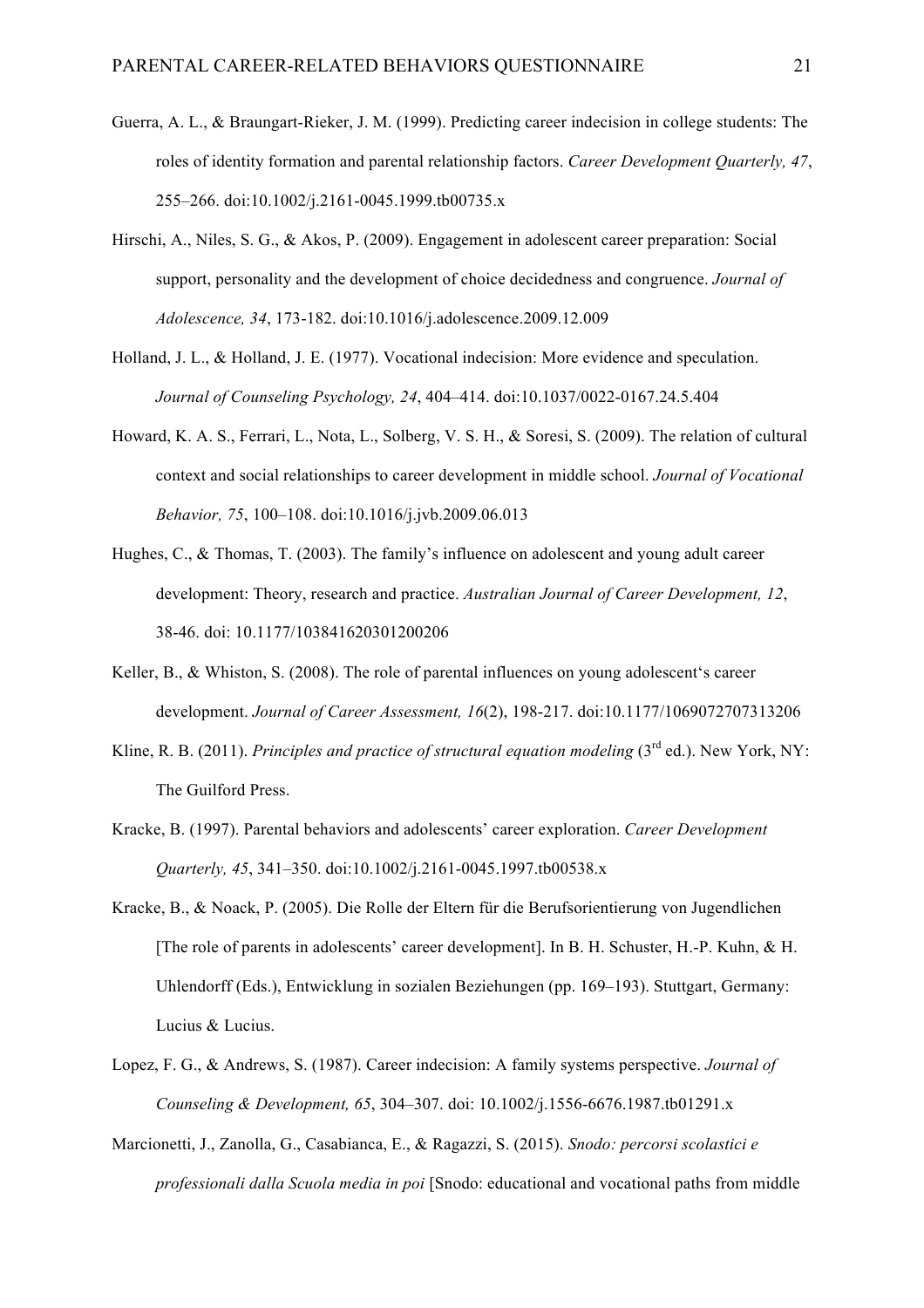Guerra, A. L., & Braungart-Rieker, J. M. (1999). Predicting career indecision in college students: The roles of identity formation and parental relationship factors. *Career Development Quarterly, 47*, 255–266. doi:10.1002/j.2161-0045.1999.tb00735.x

Hirschi, A., Niles, S. G., & Akos, P. (2009). Engagement in adolescent career preparation: Social support, personality and the development of choice decidedness and congruence. *Journal of Adolescence, 34*, 173-182. doi:10.1016/j.adolescence.2009.12.009

Holland, J. L., & Holland, J. E. (1977). Vocational indecision: More evidence and speculation. *Journal of Counseling Psychology, 24*, 404–414. doi:10.1037/0022-0167.24.5.404

Howard, K. A. S., Ferrari, L., Nota, L., Solberg, V. S. H., & Soresi, S. (2009). The relation of cultural context and social relationships to career development in middle school. *Journal of Vocational Behavior, 75*, 100–108. doi:10.1016/j.jvb.2009.06.013

Hughes, C., & Thomas, T. (2003). The family's influence on adolescent and young adult career development: Theory, research and practice. *Australian Journal of Career Development, 12*, 38-46. doi: 10.1177/103841620301200206

Keller, B., & Whiston, S. (2008). The role of parental influences on young adolescent's career development. *Journal of Career Assessment, 16*(2), 198-217. doi:10.1177/1069072707313206

Kline, R. B. (2011). *Principles and practice of structural equation modeling* (3rd ed.). New York, NY: The Guilford Press.

Kracke, B. (1997). Parental behaviors and adolescents' career exploration. *Career Development Quarterly, 45*, 341–350. doi:10.1002/j.2161-0045.1997.tb00538.x

Kracke, B., & Noack, P. (2005). Die Rolle der Eltern für die Berufsorientierung von Jugendlichen [The role of parents in adolescents' career development]. In B. H. Schuster, H.-P. Kuhn, & H. Uhlendorff (Eds.), Entwicklung in sozialen Beziehungen (pp. 169–193). Stuttgart, Germany: Lucius & Lucius.

Lopez, F. G., & Andrews, S. (1987). Career indecision: A family systems perspective. *Journal of Counseling & Development, 65*, 304–307. doi: 10.1002/j.1556-6676.1987.tb01291.x

Marcionetti, J., Zanolla, G., Casabianca, E., & Ragazzi, S. (2015). *Snodo: percorsi scolastici e professionali dalla Scuola media in poi* [Snodo: educational and vocational paths from middle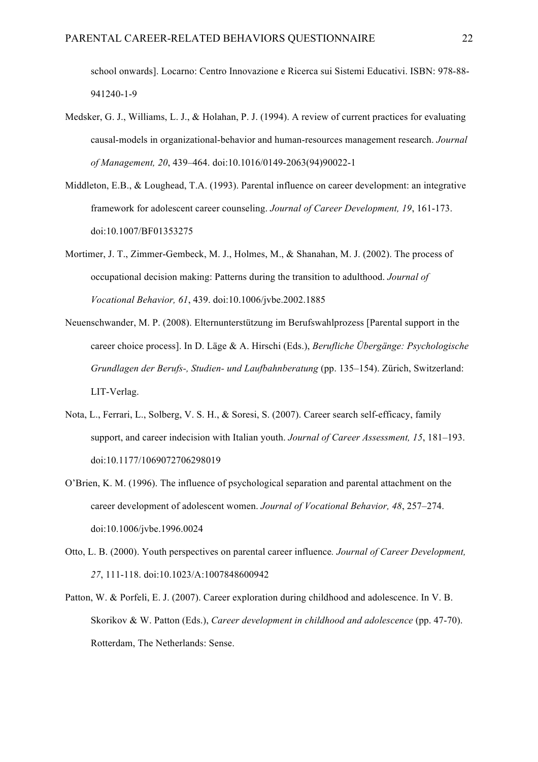school onwards]. Locarno: Centro Innovazione e Ricerca sui Sistemi Educativi. ISBN: 978-88-941240-1-9

Medsker, G. J., Williams, L. J., & Holahan, P. J. (1994). A review of current practices for evaluating causal-models in organizational-behavior and human-resources management research. *Journal of Management, 20*, 439–464. doi:10.1016/0149-2063(94)90022-1

Middleton, E.B., & Loughead, T.A. (1993). Parental influence on career development: an integrative framework for adolescent career counseling. *Journal of Career Development, 19*, 161-173. doi:10.1007/BF01353275

Mortimer, J. T., Zimmer-Gembeck, M. J., Holmes, M., & Shanahan, M. J. (2002). The process of occupational decision making: Patterns during the transition to adulthood. *Journal of Vocational Behavior, 61*, 439. doi:10.1006/jvbe.2002.1885

Neuenschwander, M. P. (2008). Elternunterstützung im Berufswahlprozess [Parental support in the career choice process]. In D. Läge & A. Hirschi (Eds.), *Berufliche Übergänge: Psychologische Grundlagen der Berufs-, Studien- und Laufbahnberatung* (pp. 135–154). Zürich, Switzerland: LIT-Verlag.

Nota, L., Ferrari, L., Solberg, V. S. H., & Soresi, S. (2007). Career search self-efficacy, family support, and career indecision with Italian youth. *Journal of Career Assessment, 15*, 181–193. doi:10.1177/1069072706298019

O'Brien, K. M. (1996). The influence of psychological separation and parental attachment on the career development of adolescent women. *Journal of Vocational Behavior, 48*, 257–274. doi:10.1006/jvbe.1996.0024

Otto, L. B. (2000). Youth perspectives on parental career influence*. Journal of Career Development, 27*, 111-118. doi:10.1023/A:1007848600942

Patton, W. & Porfeli, E. J. (2007). Career exploration during childhood and adolescence. In V. B. Skorikov & W. Patton (Eds.), *Career development in childhood and adolescence* (pp. 47-70). Rotterdam, The Netherlands: Sense.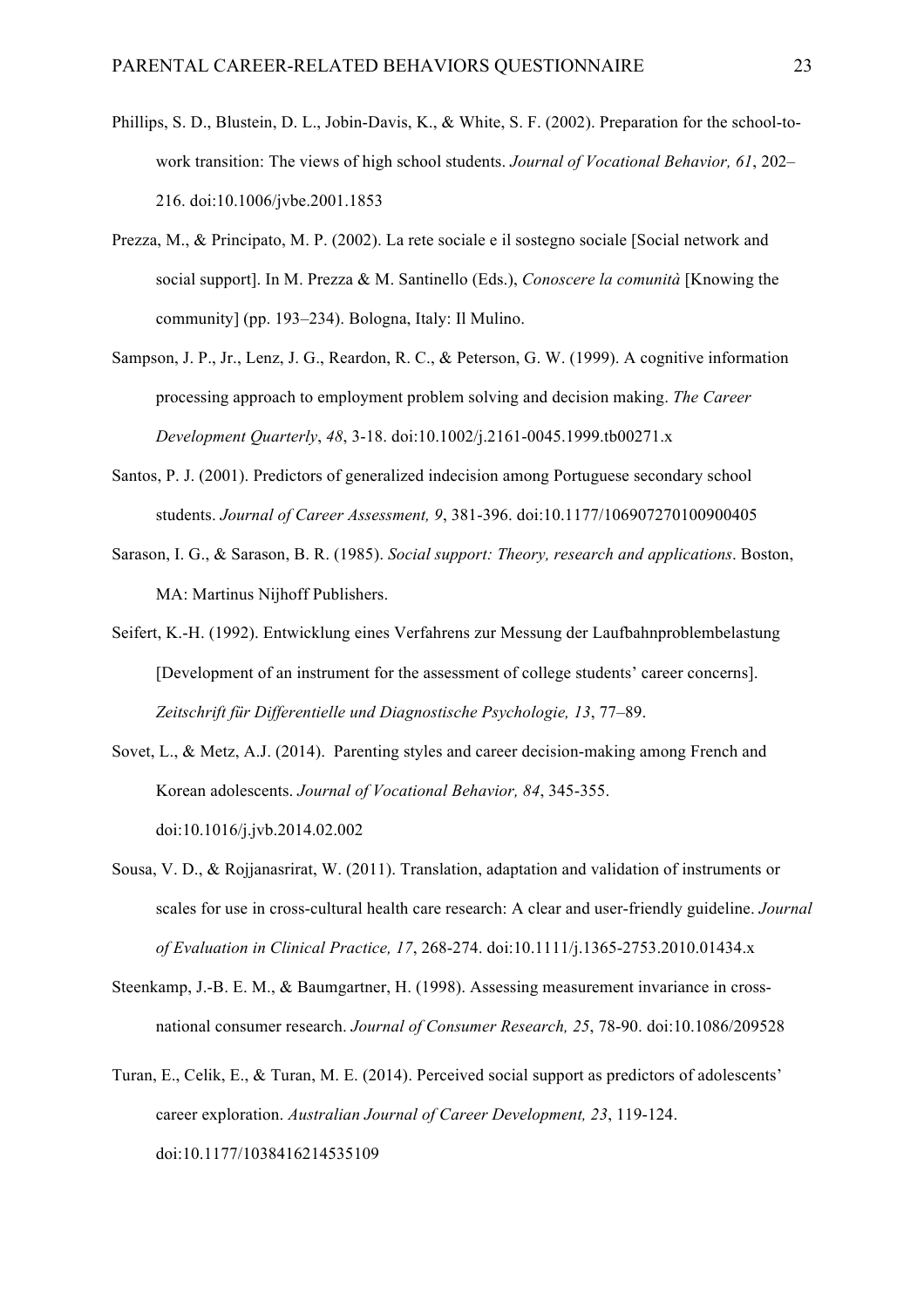Phillips, S. D., Blustein, D. L., Jobin-Davis, K., & White, S. F. (2002). Preparation for the school-to-work transition: The views of high school students. *Journal of Vocational Behavior, 61*, 202–216. doi:10.1006/jvbe.2001.1853

Prezza, M., & Principato, M. P. (2002). La rete sociale e il sostegno sociale [Social network and social support]. In M. Prezza & M. Santinello (Eds.), *Conoscere la comunità* [Knowing the community] (pp. 193–234). Bologna, Italy: Il Mulino.

Sampson, J. P., Jr., Lenz, J. G., Reardon, R. C., & Peterson, G. W. (1999). A cognitive information processing approach to employment problem solving and decision making. *The Career Development Quarterly*, *48*, 3-18. doi:10.1002/j.2161-0045.1999.tb00271.x

Santos, P. J. (2001). Predictors of generalized indecision among Portuguese secondary school students. *Journal of Career Assessment, 9*, 381-396. doi:10.1177/106907270100900405

Sarason, I. G., & Sarason, B. R. (1985). *Social support: Theory, research and applications*. Boston, MA: Martinus Nijhoff Publishers.

Seifert, K.-H. (1992). Entwicklung eines Verfahrens zur Messung der Laufbahnproblembelastung [Development of an instrument for the assessment of college students' career concerns]. *Zeitschrift für Differentielle und Diagnostische Psychologie, 13*, 77–89.

Sovet, L., & Metz, A.J. (2014). Parenting styles and career decision-making among French and Korean adolescents. *Journal of Vocational Behavior, 84*, 345-355. doi:10.1016/j.jvb.2014.02.002

Sousa, V. D., & Rojjanasrirat, W. (2011). Translation, adaptation and validation of instruments or scales for use in cross-cultural health care research: A clear and user-friendly guideline. *Journal of Evaluation in Clinical Practice, 17*, 268-274. doi:10.1111/j.1365-2753.2010.01434.x

Steenkamp, J.-B. E. M., & Baumgartner, H. (1998). Assessing measurement invariance in cross-national consumer research. *Journal of Consumer Research, 25*, 78-90. doi:10.1086/209528

Turan, E., Celik, E., & Turan, M. E. (2014). Perceived social support as predictors of adolescents' career exploration. *Australian Journal of Career Development, 23*, 119-124. doi:10.1177/1038416214535109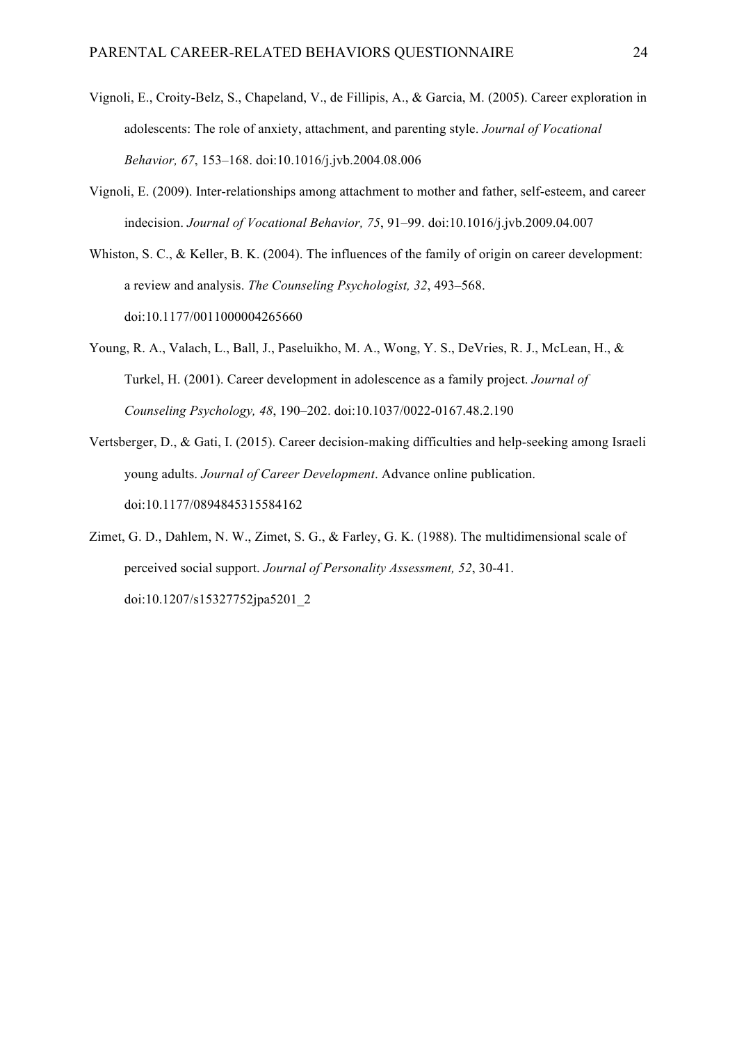Vignoli, E., Croity-Belz, S., Chapeland, V., de Fillipis, A., & Garcia, M. (2005). Career exploration in adolescents: The role of anxiety, attachment, and parenting style. *Journal of Vocational Behavior, 67*, 153–168. doi:10.1016/j.jvb.2004.08.006

Vignoli, E. (2009). Inter-relationships among attachment to mother and father, self-esteem, and career indecision. *Journal of Vocational Behavior, 75*, 91–99. doi:10.1016/j.jvb.2009.04.007

Whiston, S. C., & Keller, B. K. (2004). The influences of the family of origin on career development: a review and analysis. *The Counseling Psychologist, 32*, 493–568. doi:10.1177/0011000004265660

Young, R. A., Valach, L., Ball, J., Paseluikho, M. A., Wong, Y. S., DeVries, R. J., McLean, H., & Turkel, H. (2001). Career development in adolescence as a family project. *Journal of Counseling Psychology, 48*, 190–202. doi:10.1037/0022-0167.48.2.190

Vertsberger, D., & Gati, I. (2015). Career decision-making difficulties and help-seeking among Israeli young adults. *Journal of Career Development*. Advance online publication. doi:10.1177/0894845315584162

Zimet, G. D., Dahlem, N. W., Zimet, S. G., & Farley, G. K. (1988). The multidimensional scale of perceived social support. *Journal of Personality Assessment, 52*, 30-41. doi:10.1207/s15327752jpa5201_2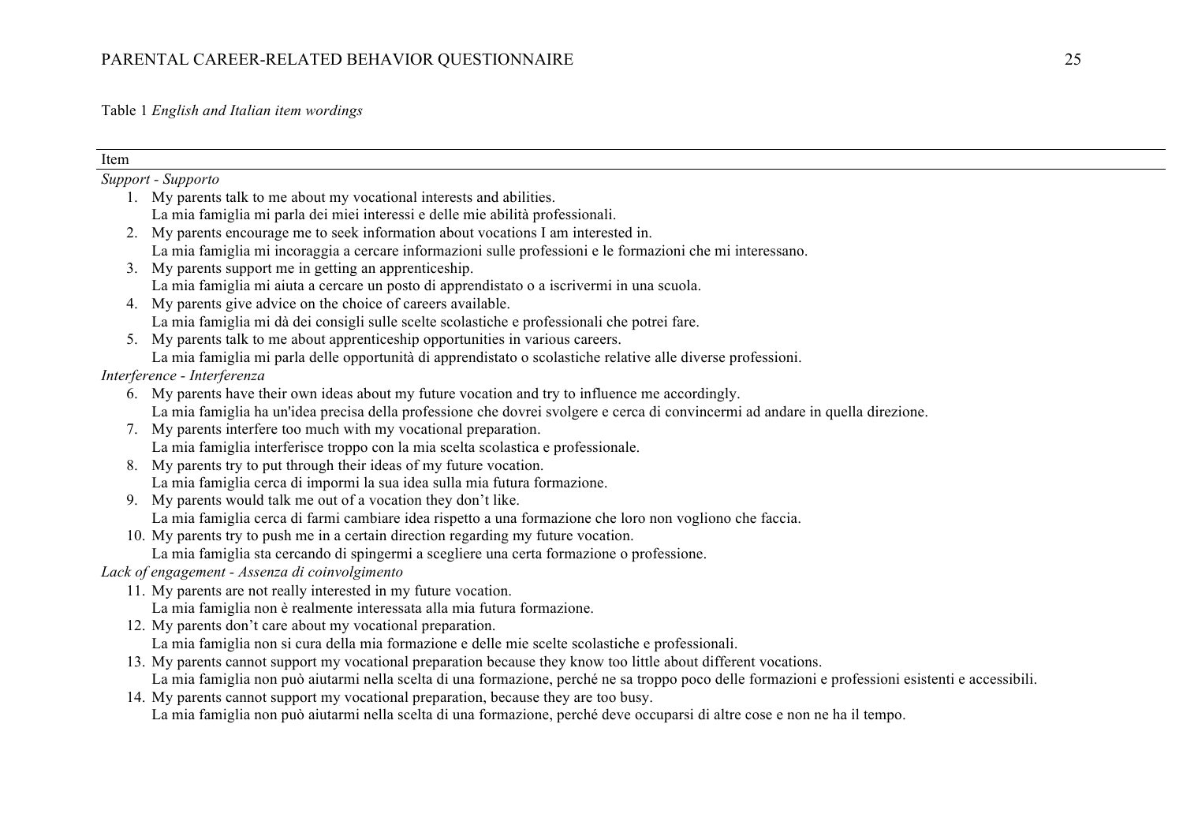Table 1 *English and Italian item wordings*

| Item |
|---|
| *Support - Supporto* |
| 1. My parents talk to me about my vocational interests and abilities. La mia famiglia mi parla dei miei interessi e delle mie abilità professionali. |
| 2. My parents encourage me to seek information about vocations I am interested in. La mia famiglia mi incoraggia a cercare informazioni sulle professioni e le formazioni che mi interessano. |
| 3. My parents support me in getting an apprenticeship. La mia famiglia mi aiuta a cercare un posto di apprendistato o a iscrivermi in una scuola. |
| 4. My parents give advice on the choice of careers available. La mia famiglia mi dà dei consigli sulle scelte scolastiche e professionali che potrei fare. |
| 5. My parents talk to me about apprenticeship opportunities in various careers. La mia famiglia mi parla delle opportunità di apprendistato o scolastiche relative alle diverse professioni. |
| *Interference - Interferenza* |
| 6. My parents have their own ideas about my future vocation and try to influence me accordingly. La mia famiglia ha un'idea precisa della professione che dovrei svolgere e cerca di convincermi ad andare in quella direzione. |
| 7. My parents interfere too much with my vocational preparation. La mia famiglia interferisce troppo con la mia scelta scolastica e professionale. |
| 8. My parents try to put through their ideas of my future vocation. La mia famiglia cerca di impormi la sua idea sulla mia futura formazione. |
| 9. My parents would talk me out of a vocation they don't like. La mia famiglia cerca di farmi cambiare idea rispetto a una formazione che loro non vogliono che faccia. |
| 10. My parents try to push me in a certain direction regarding my future vocation. La mia famiglia sta cercando di spingermi a scegliere una certa formazione o professione. |
| *Lack of engagement - Assenza di coinvolgimento* |
| 11. My parents are not really interested in my future vocation. La mia famiglia non è realmente interessata alla mia futura formazione. |
| 12. My parents don't care about my vocational preparation. La mia famiglia non si cura della mia formazione e delle mie scelte scolastiche e professionali. |
| 13. My parents cannot support my vocational preparation because they know too little about different vocations. La mia famiglia non può aiutarmi nella scelta di una formazione, perché ne sa troppo poco delle formazioni e professioni esistenti e accessibili. |
| 14. My parents cannot support my vocational preparation, because they are too busy. La mia famiglia non può aiutarmi nella scelta di una formazione, perché deve occuparsi di altre cose e non ne ha il tempo. |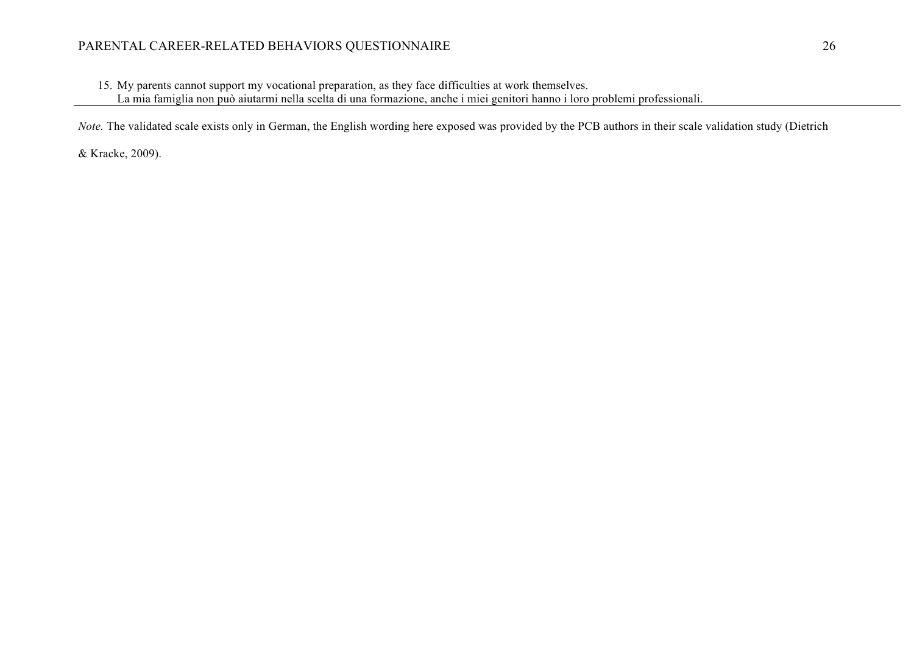15. My parents cannot support my vocational preparation, as they face difficulties at work themselves.
    La mia famiglia non può aiutarmi nella scelta di una formazione, anche i miei genitori hanno i loro problemi professionali.

*Note.* The validated scale exists only in German, the English wording here exposed was provided by the PCB authors in their scale validation study (Dietrich & Kracke, 2009).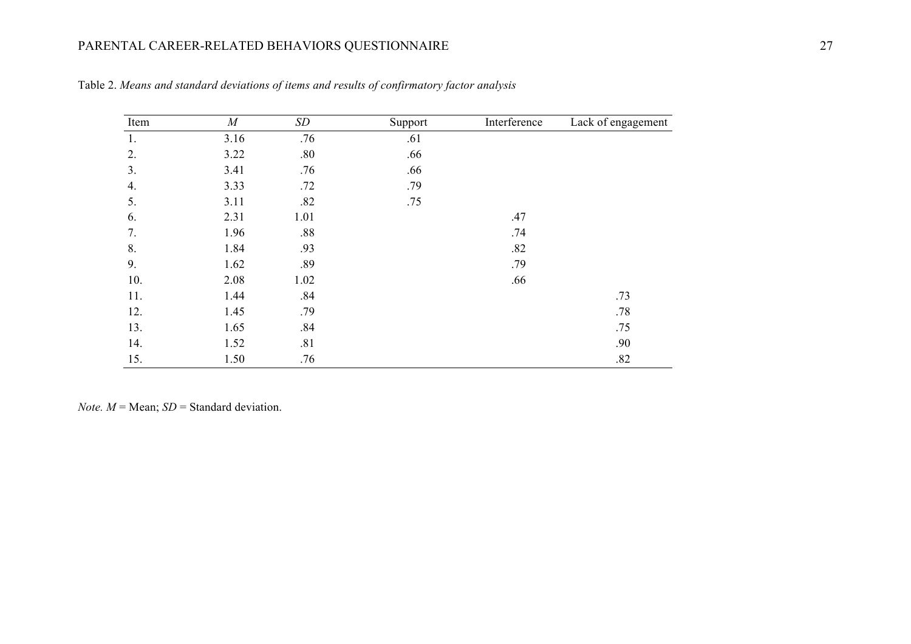Table 2. *Means and standard deviations of items and results of confirmatory factor analysis*

| Item | *M* | *SD* | Support | Interference | Lack of engagement |
|---|---|---|---|---|---|
| 1. | 3.16 | .76 | .61 | | |
| 2. | 3.22 | .80 | .66 | | |
| 3. | 3.41 | .76 | .66 | | |
| 4. | 3.33 | .72 | .79 | | |
| 5. | 3.11 | .82 | .75 | | |
| 6. | 2.31 | 1.01 | | .47 | |
| 7. | 1.96 | .88 | | .74 | |
| 8. | 1.84 | .93 | | .82 | |
| 9. | 1.62 | .89 | | .79 | |
| 10. | 2.08 | 1.02 | | .66 | |
| 11. | 1.44 | .84 | | | .73 |
| 12. | 1.45 | .79 | | | .78 |
| 13. | 1.65 | .84 | | | .75 |
| 14. | 1.52 | .81 | | | .90 |
| 15. | 1.50 | .76 | | | .82 |

*Note. M* = Mean; *SD* = Standard deviation.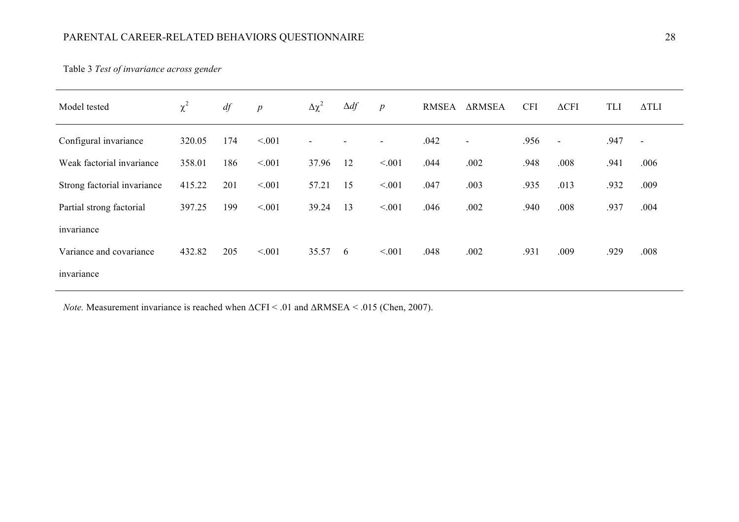Table 3 *Test of invariance across gender*

| Model tested | $\chi^2$ | *df* | *p* | $\Delta\chi^2$ | $\Delta df$ | *p* | RMSEA | ΔRMSEA | CFI | ΔCFI | TLI | ΔTLI |
|---|---|---|---|---|---|---|---|---|---|---|---|---|
| Configural invariance | 320.05 | 174 | <.001 | - | - | - | .042 | - | .956 | - | .947 | - |
| Weak factorial invariance | 358.01 | 186 | <.001 | 37.96 | 12 | <.001 | .044 | .002 | .948 | .008 | .941 | .006 |
| Strong factorial invariance | 415.22 | 201 | <.001 | 57.21 | 15 | <.001 | .047 | .003 | .935 | .013 | .932 | .009 |
| Partial strong factorial invariance | 397.25 | 199 | <.001 | 39.24 | 13 | <.001 | .046 | .002 | .940 | .008 | .937 | .004 |
| Variance and covariance invariance | 432.82 | 205 | <.001 | 35.57 | 6 | <.001 | .048 | .002 | .931 | .009 | .929 | .008 |

*Note.* Measurement invariance is reached when ΔCFI < .01 and ΔRMSEA < .015 (Chen, 2007).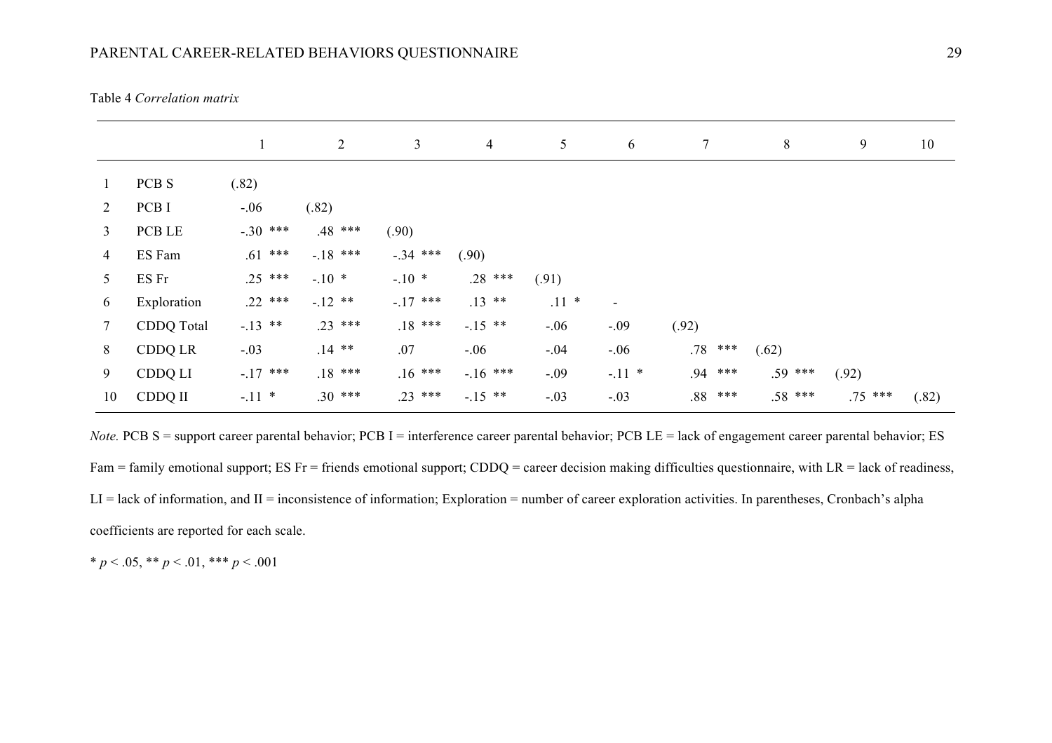Table 4 *Correlation matrix*

| | | 1 | 2 | 3 | 4 | 5 | 6 | 7 | 8 | 9 | 10 |
|---|---|---|---|---|---|---|---|---|---|---|---|
| 1 | PCB S | (.82) | | | | | | | | | |
| 2 | PCB I | -.06 | (.82) | | | | | | | | |
| 3 | PCB LE | -.30 *** | .48 *** | (.90) | | | | | | | |
| 4 | ES Fam | .61 *** | -.18 *** | -.34 *** | (.90) | | | | | | |
| 5 | ES Fr | .25 *** | -.10 * | -.10 * | .28 *** | (.91) | | | | | |
| 6 | Exploration | .22 *** | -.12 ** | -.17 *** | .13 ** | .11 * | - | | | | |
| 7 | CDDQ Total | -.13 ** | .23 *** | .18 *** | -.15 ** | -.06 | -.09 | (.92) | | | |
| 8 | CDDQ LR | -.03 | .14 ** | .07 | -.06 | -.04 | -.06 | .78 *** | (.62) | | |
| 9 | CDDQ LI | -.17 *** | .18 *** | .16 *** | -.16 *** | -.09 | -.11 * | .94 *** | .59 *** | (.92) | |
| 10 | CDDQ II | -.11 * | .30 *** | .23 *** | -.15 ** | -.03 | -.03 | .88 *** | .58 *** | .75 *** | (.82) |

*Note.* PCB S = support career parental behavior; PCB I = interference career parental behavior; PCB LE = lack of engagement career parental behavior; ES Fam = family emotional support; ES Fr = friends emotional support; CDDQ = career decision making difficulties questionnaire, with LR = lack of readiness, LI = lack of information, and II = inconsistence of information; Exploration = number of career exploration activities. In parentheses, Cronbach's alpha coefficients are reported for each scale.

* $p < .05$, ** $p < .01$, *** $p < .001$